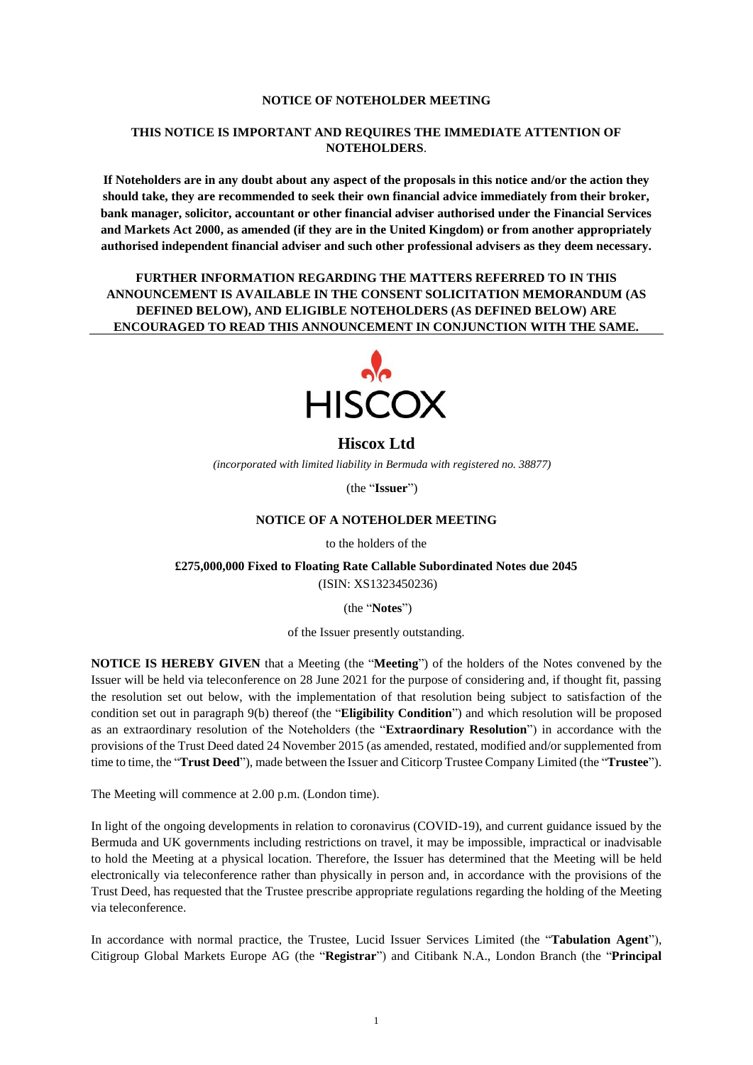**NOTICE OF NOTEHOLDER MEETING**

**THIS NOTICE IS IMPORTANT AND REQUIRES THE IMMEDIATE ATTENTION OF NOTEHOLDERS.**

**If Noteholders are in any doubt about any aspect of the proposals in this notice and/or the action they should take, they are recommended to seek their own financial advice immediately from their broker, bank manager, solicitor, accountant or other financial adviser authorised under the Financial Services and Markets Act 2000, as amended (if they are in the United Kingdom) or from another appropriately authorised independent financial adviser and such other professional advisers as they deem necessary.**

**FURTHER INFORMATION REGARDING THE MATTERS REFERRED TO IN THIS ANNOUNCEMENT IS AVAILABLE IN THE CONSENT SOLICITATION MEMORANDUM (AS DEFINED BELOW), AND ELIGIBLE NOTEHOLDERS (AS DEFINED BELOW) ARE ENCOURAGED TO READ THIS ANNOUNCEMENT IN CONJUNCTION WITH THE SAME.**

HISCOX

# Hiscox Ltd

*(incorporated with limited liability in Bermuda with registered no. 38877)*

(the "**Issuer**")

**NOTICE OF A NOTEHOLDER MEETING**

to the holders of the

**£275,000,000 Fixed to Floating Rate Callable Subordinated Notes due 2045**

(ISIN: XS1323450236)

(the "**Notes**")

of the Issuer presently outstanding.

**NOTICE IS HEREBY GIVEN** that a Meeting (the "**Meeting**") of the holders of the Notes convened by the Issuer will be held via teleconference on 28 June 2021 for the purpose of considering and, if thought fit, passing the resolution set out below, with the implementation of that resolution being subject to satisfaction of the condition set out in paragraph 9(b) thereof (the "**Eligibility Condition**") and which resolution will be proposed as an extraordinary resolution of the Noteholders (the "**Extraordinary Resolution**") in accordance with the provisions of the Trust Deed dated 24 November 2015 (as amended, restated, modified and/or supplemented from time to time, the "**Trust Deed**"), made between the Issuer and Citicorp Trustee Company Limited (the "**Trustee**").

The Meeting will commence at 2.00 p.m. (London time).

In light of the ongoing developments in relation to coronavirus (COVID-19), and current guidance issued by the Bermuda and UK governments including restrictions on travel, it may be impossible, impractical or inadvisable to hold the Meeting at a physical location. Therefore, the Issuer has determined that the Meeting will be held electronically via teleconference rather than physically in person and, in accordance with the provisions of the Trust Deed, has requested that the Trustee prescribe appropriate regulations regarding the holding of the Meeting via teleconference.

In accordance with normal practice, the Trustee, Lucid Issuer Services Limited (the "**Tabulation Agent**"), Citigroup Global Markets Europe AG (the "**Registrar**") and Citibank N.A., London Branch (the "**Principal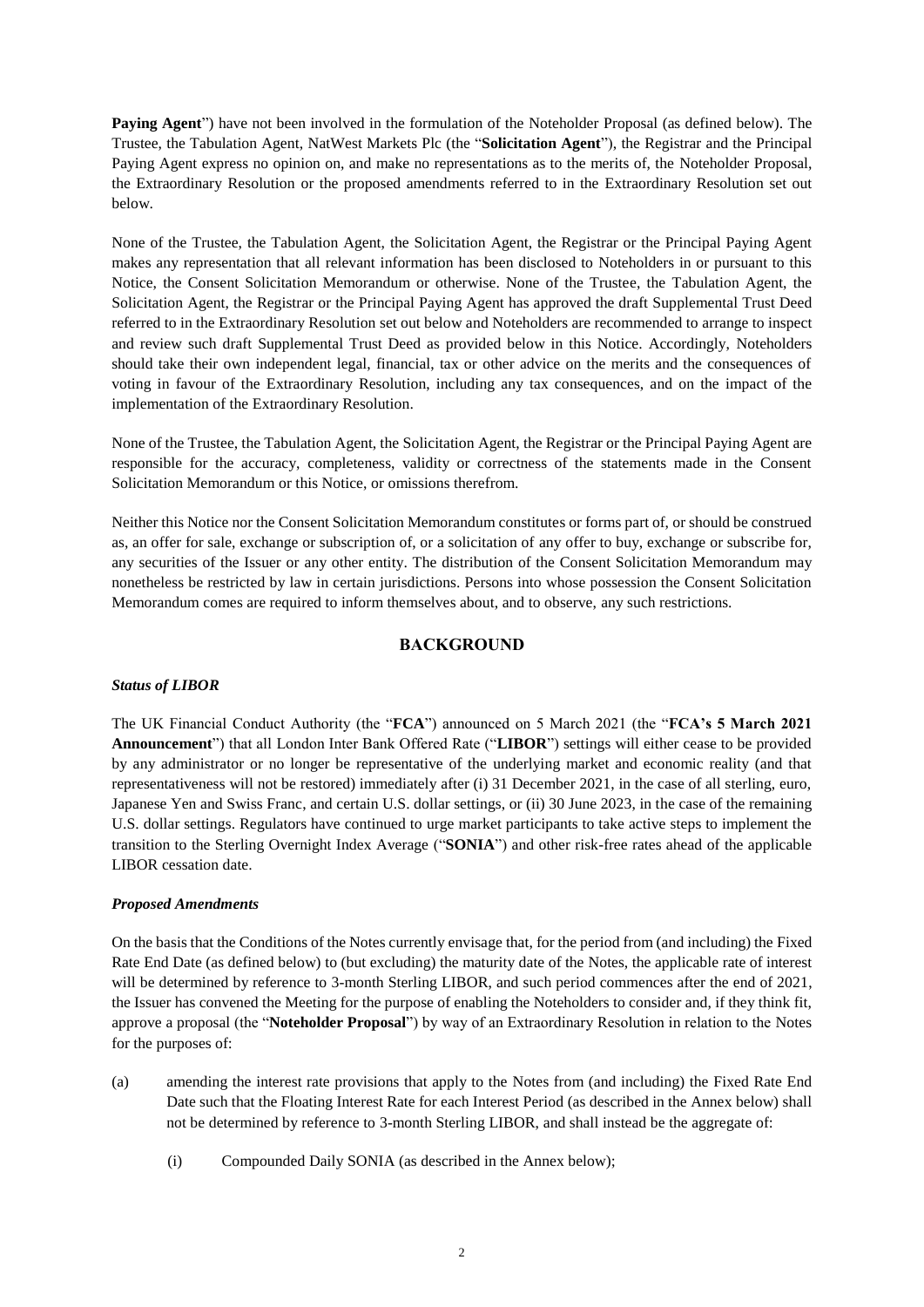**Paying Agent**") have not been involved in the formulation of the Noteholder Proposal (as defined below). The Trustee, the Tabulation Agent, NatWest Markets Plc (the "**Solicitation Agent**"), the Registrar and the Principal Paying Agent express no opinion on, and make no representations as to the merits of, the Noteholder Proposal, the Extraordinary Resolution or the proposed amendments referred to in the Extraordinary Resolution set out below.

None of the Trustee, the Tabulation Agent, the Solicitation Agent, the Registrar or the Principal Paying Agent makes any representation that all relevant information has been disclosed to Noteholders in or pursuant to this Notice, the Consent Solicitation Memorandum or otherwise. None of the Trustee, the Tabulation Agent, the Solicitation Agent, the Registrar or the Principal Paying Agent has approved the draft Supplemental Trust Deed referred to in the Extraordinary Resolution set out below and Noteholders are recommended to arrange to inspect and review such draft Supplemental Trust Deed as provided below in this Notice. Accordingly, Noteholders should take their own independent legal, financial, tax or other advice on the merits and the consequences of voting in favour of the Extraordinary Resolution, including any tax consequences, and on the impact of the implementation of the Extraordinary Resolution.

None of the Trustee, the Tabulation Agent, the Solicitation Agent, the Registrar or the Principal Paying Agent are responsible for the accuracy, completeness, validity or correctness of the statements made in the Consent Solicitation Memorandum or this Notice, or omissions therefrom.

Neither this Notice nor the Consent Solicitation Memorandum constitutes or forms part of, or should be construed as, an offer for sale, exchange or subscription of, or a solicitation of any offer to buy, exchange or subscribe for, any securities of the Issuer or any other entity. The distribution of the Consent Solicitation Memorandum may nonetheless be restricted by law in certain jurisdictions. Persons into whose possession the Consent Solicitation Memorandum comes are required to inform themselves about, and to observe, any such restrictions.

## BACKGROUND

***Status of LIBOR***

The UK Financial Conduct Authority (the "**FCA**") announced on 5 March 2021 (the "**FCA's 5 March 2021 Announcement**") that all London Inter Bank Offered Rate ("**LIBOR**") settings will either cease to be provided by any administrator or no longer be representative of the underlying market and economic reality (and that representativeness will not be restored) immediately after (i) 31 December 2021, in the case of all sterling, euro, Japanese Yen and Swiss Franc, and certain U.S. dollar settings, or (ii) 30 June 2023, in the case of the remaining U.S. dollar settings. Regulators have continued to urge market participants to take active steps to implement the transition to the Sterling Overnight Index Average ("**SONIA**") and other risk-free rates ahead of the applicable LIBOR cessation date.

***Proposed Amendments***

On the basis that the Conditions of the Notes currently envisage that, for the period from (and including) the Fixed Rate End Date (as defined below) to (but excluding) the maturity date of the Notes, the applicable rate of interest will be determined by reference to 3-month Sterling LIBOR, and such period commences after the end of 2021, the Issuer has convened the Meeting for the purpose of enabling the Noteholders to consider and, if they think fit, approve a proposal (the "**Noteholder Proposal**") by way of an Extraordinary Resolution in relation to the Notes for the purposes of:

(a) amending the interest rate provisions that apply to the Notes from (and including) the Fixed Rate End Date such that the Floating Interest Rate for each Interest Period (as described in the Annex below) shall not be determined by reference to 3-month Sterling LIBOR, and shall instead be the aggregate of:

   (i) Compounded Daily SONIA (as described in the Annex below);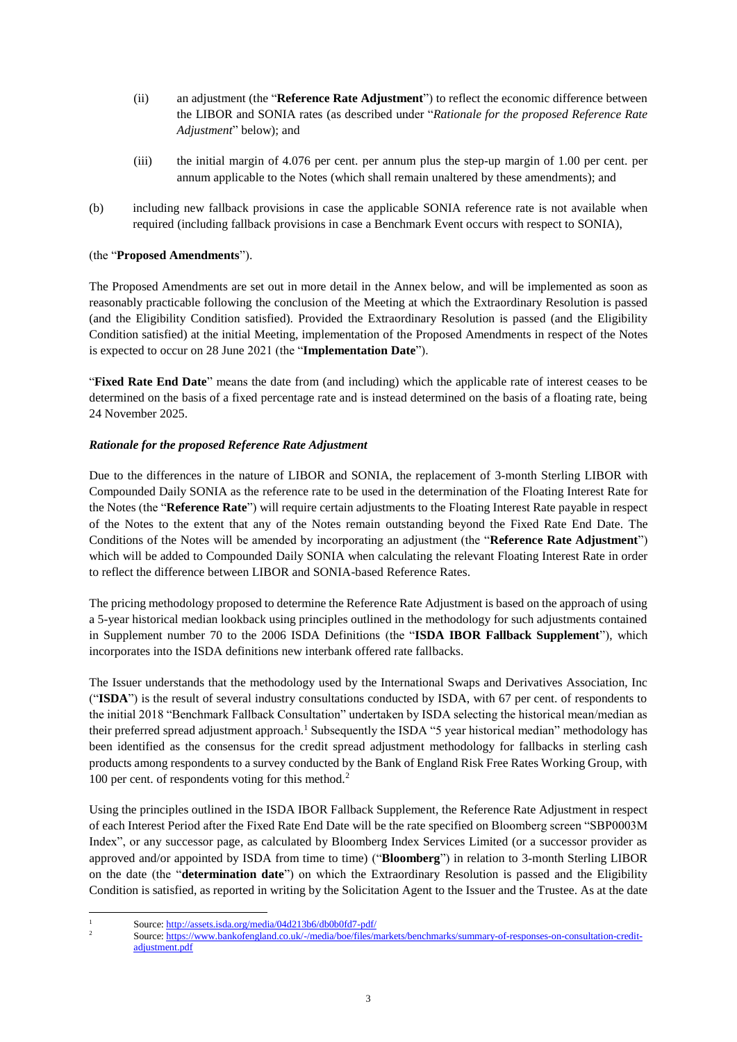(ii) an adjustment (the "**Reference Rate Adjustment**") to reflect the economic difference between the LIBOR and SONIA rates (as described under "*Rationale for the proposed Reference Rate Adjustment*" below); and

(iii) the initial margin of 4.076 per cent. per annum plus the step-up margin of 1.00 per cent. per annum applicable to the Notes (which shall remain unaltered by these amendments); and

(b) including new fallback provisions in case the applicable SONIA reference rate is not available when required (including fallback provisions in case a Benchmark Event occurs with respect to SONIA),

(the "**Proposed Amendments**").

The Proposed Amendments are set out in more detail in the Annex below, and will be implemented as soon as reasonably practicable following the conclusion of the Meeting at which the Extraordinary Resolution is passed (and the Eligibility Condition satisfied). Provided the Extraordinary Resolution is passed (and the Eligibility Condition satisfied) at the initial Meeting, implementation of the Proposed Amendments in respect of the Notes is expected to occur on 28 June 2021 (the "**Implementation Date**").

"**Fixed Rate End Date**" means the date from (and including) which the applicable rate of interest ceases to be determined on the basis of a fixed percentage rate and is instead determined on the basis of a floating rate, being 24 November 2025.

***Rationale for the proposed Reference Rate Adjustment***

Due to the differences in the nature of LIBOR and SONIA, the replacement of 3-month Sterling LIBOR with Compounded Daily SONIA as the reference rate to be used in the determination of the Floating Interest Rate for the Notes (the "**Reference Rate**") will require certain adjustments to the Floating Interest Rate payable in respect of the Notes to the extent that any of the Notes remain outstanding beyond the Fixed Rate End Date. The Conditions of the Notes will be amended by incorporating an adjustment (the "**Reference Rate Adjustment**") which will be added to Compounded Daily SONIA when calculating the relevant Floating Interest Rate in order to reflect the difference between LIBOR and SONIA-based Reference Rates.

The pricing methodology proposed to determine the Reference Rate Adjustment is based on the approach of using a 5-year historical median lookback using principles outlined in the methodology for such adjustments contained in Supplement number 70 to the 2006 ISDA Definitions (the "**ISDA IBOR Fallback Supplement**"), which incorporates into the ISDA definitions new interbank offered rate fallbacks.

The Issuer understands that the methodology used by the International Swaps and Derivatives Association, Inc ("**ISDA**") is the result of several industry consultations conducted by ISDA, with 67 per cent. of respondents to the initial 2018 "Benchmark Fallback Consultation" undertaken by ISDA selecting the historical mean/median as their preferred spread adjustment approach.[1] Subsequently the ISDA "5 year historical median" methodology has been identified as the consensus for the credit spread adjustment methodology for fallbacks in sterling cash products among respondents to a survey conducted by the Bank of England Risk Free Rates Working Group, with 100 per cent. of respondents voting for this method.[2]

Using the principles outlined in the ISDA IBOR Fallback Supplement, the Reference Rate Adjustment in respect of each Interest Period after the Fixed Rate End Date will be the rate specified on Bloomberg screen "SBP0003M Index", or any successor page, as calculated by Bloomberg Index Services Limited (or a successor provider as approved and/or appointed by ISDA from time to time) ("**Bloomberg**") in relation to 3-month Sterling LIBOR on the date (the "**determination date**") on which the Extraordinary Resolution is passed and the Eligibility Condition is satisfied, as reported in writing by the Solicitation Agent to the Issuer and the Trustee. As at the date

---

[1] Source: http://assets.isda.org/media/04d213b6/db0b0fd7-pdf/

[2] Source: https://www.bankofengland.co.uk/-/media/boe/files/markets/benchmarks/summary-of-responses-on-consultation-credit-adjustment.pdf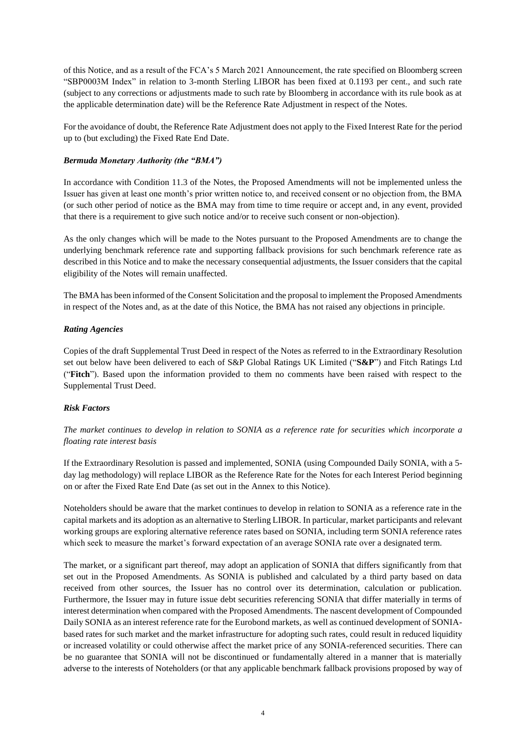of this Notice, and as a result of the FCA's 5 March 2021 Announcement, the rate specified on Bloomberg screen "SBP0003M Index" in relation to 3-month Sterling LIBOR has been fixed at 0.1193 per cent., and such rate (subject to any corrections or adjustments made to such rate by Bloomberg in accordance with its rule book as at the applicable determination date) will be the Reference Rate Adjustment in respect of the Notes.

For the avoidance of doubt, the Reference Rate Adjustment does not apply to the Fixed Interest Rate for the period up to (but excluding) the Fixed Rate End Date.

### *Bermuda Monetary Authority (the "BMA")*

In accordance with Condition 11.3 of the Notes, the Proposed Amendments will not be implemented unless the Issuer has given at least one month's prior written notice to, and received consent or no objection from, the BMA (or such other period of notice as the BMA may from time to time require or accept and, in any event, provided that there is a requirement to give such notice and/or to receive such consent or non-objection).

As the only changes which will be made to the Notes pursuant to the Proposed Amendments are to change the underlying benchmark reference rate and supporting fallback provisions for such benchmark reference rate as described in this Notice and to make the necessary consequential adjustments, the Issuer considers that the capital eligibility of the Notes will remain unaffected.

The BMA has been informed of the Consent Solicitation and the proposal to implement the Proposed Amendments in respect of the Notes and, as at the date of this Notice, the BMA has not raised any objections in principle.

### *Rating Agencies*

Copies of the draft Supplemental Trust Deed in respect of the Notes as referred to in the Extraordinary Resolution set out below have been delivered to each of S&P Global Ratings UK Limited ("**S&P**") and Fitch Ratings Ltd ("**Fitch**"). Based upon the information provided to them no comments have been raised with respect to the Supplemental Trust Deed.

### *Risk Factors*

*The market continues to develop in relation to SONIA as a reference rate for securities which incorporate a floating rate interest basis*

If the Extraordinary Resolution is passed and implemented, SONIA (using Compounded Daily SONIA, with a 5-day lag methodology) will replace LIBOR as the Reference Rate for the Notes for each Interest Period beginning on or after the Fixed Rate End Date (as set out in the Annex to this Notice).

Noteholders should be aware that the market continues to develop in relation to SONIA as a reference rate in the capital markets and its adoption as an alternative to Sterling LIBOR. In particular, market participants and relevant working groups are exploring alternative reference rates based on SONIA, including term SONIA reference rates which seek to measure the market's forward expectation of an average SONIA rate over a designated term.

The market, or a significant part thereof, may adopt an application of SONIA that differs significantly from that set out in the Proposed Amendments. As SONIA is published and calculated by a third party based on data received from other sources, the Issuer has no control over its determination, calculation or publication. Furthermore, the Issuer may in future issue debt securities referencing SONIA that differ materially in terms of interest determination when compared with the Proposed Amendments. The nascent development of Compounded Daily SONIA as an interest reference rate for the Eurobond markets, as well as continued development of SONIA-based rates for such market and the market infrastructure for adopting such rates, could result in reduced liquidity or increased volatility or could otherwise affect the market price of any SONIA-referenced securities. There can be no guarantee that SONIA will not be discontinued or fundamentally altered in a manner that is materially adverse to the interests of Noteholders (or that any applicable benchmark fallback provisions proposed by way of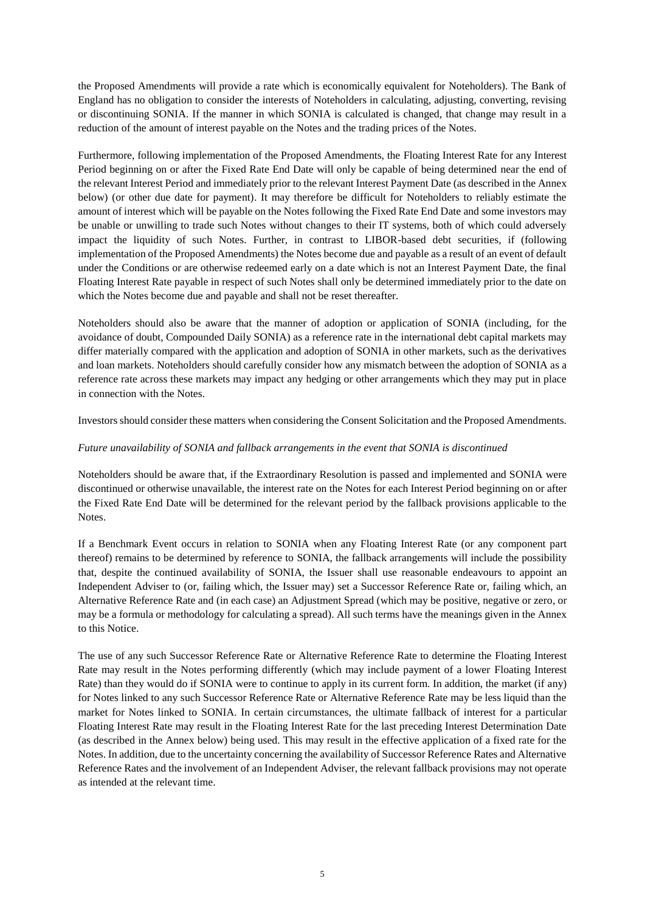the Proposed Amendments will provide a rate which is economically equivalent for Noteholders). The Bank of England has no obligation to consider the interests of Noteholders in calculating, adjusting, converting, revising or discontinuing SONIA. If the manner in which SONIA is calculated is changed, that change may result in a reduction of the amount of interest payable on the Notes and the trading prices of the Notes.

Furthermore, following implementation of the Proposed Amendments, the Floating Interest Rate for any Interest Period beginning on or after the Fixed Rate End Date will only be capable of being determined near the end of the relevant Interest Period and immediately prior to the relevant Interest Payment Date (as described in the Annex below) (or other due date for payment). It may therefore be difficult for Noteholders to reliably estimate the amount of interest which will be payable on the Notes following the Fixed Rate End Date and some investors may be unable or unwilling to trade such Notes without changes to their IT systems, both of which could adversely impact the liquidity of such Notes. Further, in contrast to LIBOR-based debt securities, if (following implementation of the Proposed Amendments) the Notes become due and payable as a result of an event of default under the Conditions or are otherwise redeemed early on a date which is not an Interest Payment Date, the final Floating Interest Rate payable in respect of such Notes shall only be determined immediately prior to the date on which the Notes become due and payable and shall not be reset thereafter.

Noteholders should also be aware that the manner of adoption or application of SONIA (including, for the avoidance of doubt, Compounded Daily SONIA) as a reference rate in the international debt capital markets may differ materially compared with the application and adoption of SONIA in other markets, such as the derivatives and loan markets. Noteholders should carefully consider how any mismatch between the adoption of SONIA as a reference rate across these markets may impact any hedging or other arrangements which they may put in place in connection with the Notes.

Investors should consider these matters when considering the Consent Solicitation and the Proposed Amendments.

*Future unavailability of SONIA and fallback arrangements in the event that SONIA is discontinued*

Noteholders should be aware that, if the Extraordinary Resolution is passed and implemented and SONIA were discontinued or otherwise unavailable, the interest rate on the Notes for each Interest Period beginning on or after the Fixed Rate End Date will be determined for the relevant period by the fallback provisions applicable to the Notes.

If a Benchmark Event occurs in relation to SONIA when any Floating Interest Rate (or any component part thereof) remains to be determined by reference to SONIA, the fallback arrangements will include the possibility that, despite the continued availability of SONIA, the Issuer shall use reasonable endeavours to appoint an Independent Adviser to (or, failing which, the Issuer may) set a Successor Reference Rate or, failing which, an Alternative Reference Rate and (in each case) an Adjustment Spread (which may be positive, negative or zero, or may be a formula or methodology for calculating a spread). All such terms have the meanings given in the Annex to this Notice.

The use of any such Successor Reference Rate or Alternative Reference Rate to determine the Floating Interest Rate may result in the Notes performing differently (which may include payment of a lower Floating Interest Rate) than they would do if SONIA were to continue to apply in its current form. In addition, the market (if any) for Notes linked to any such Successor Reference Rate or Alternative Reference Rate may be less liquid than the market for Notes linked to SONIA. In certain circumstances, the ultimate fallback of interest for a particular Floating Interest Rate may result in the Floating Interest Rate for the last preceding Interest Determination Date (as described in the Annex below) being used. This may result in the effective application of a fixed rate for the Notes. In addition, due to the uncertainty concerning the availability of Successor Reference Rates and Alternative Reference Rates and the involvement of an Independent Adviser, the relevant fallback provisions may not operate as intended at the relevant time.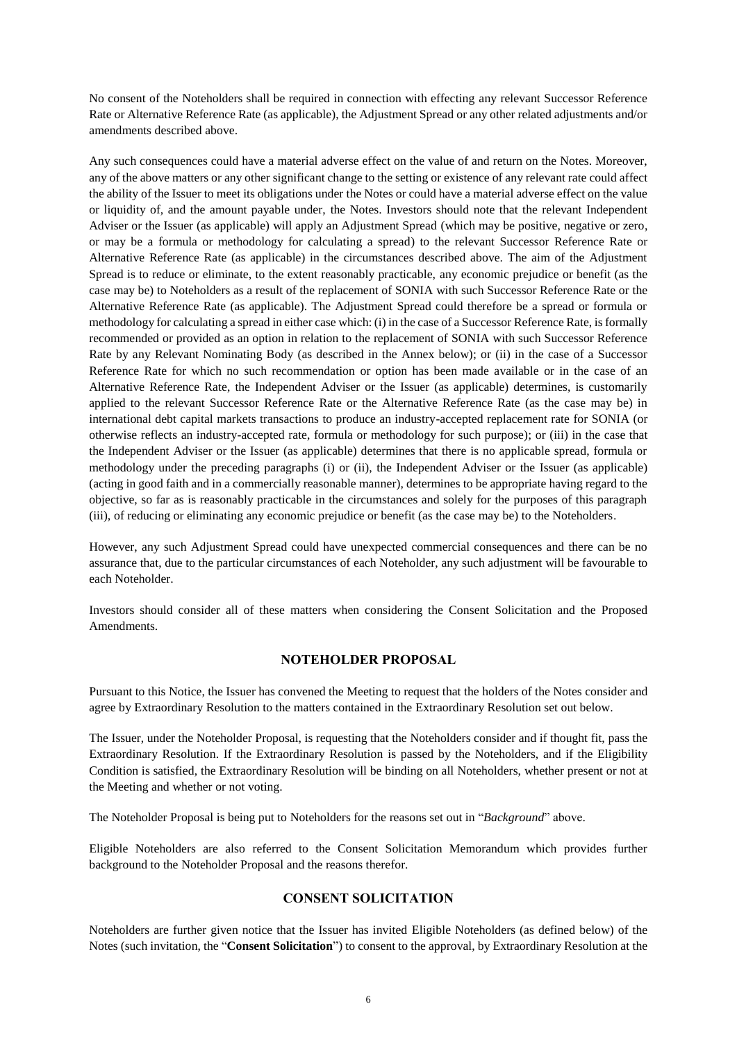No consent of the Noteholders shall be required in connection with effecting any relevant Successor Reference Rate or Alternative Reference Rate (as applicable), the Adjustment Spread or any other related adjustments and/or amendments described above.

Any such consequences could have a material adverse effect on the value of and return on the Notes. Moreover, any of the above matters or any other significant change to the setting or existence of any relevant rate could affect the ability of the Issuer to meet its obligations under the Notes or could have a material adverse effect on the value or liquidity of, and the amount payable under, the Notes. Investors should note that the relevant Independent Adviser or the Issuer (as applicable) will apply an Adjustment Spread (which may be positive, negative or zero, or may be a formula or methodology for calculating a spread) to the relevant Successor Reference Rate or Alternative Reference Rate (as applicable) in the circumstances described above. The aim of the Adjustment Spread is to reduce or eliminate, to the extent reasonably practicable, any economic prejudice or benefit (as the case may be) to Noteholders as a result of the replacement of SONIA with such Successor Reference Rate or the Alternative Reference Rate (as applicable). The Adjustment Spread could therefore be a spread or formula or methodology for calculating a spread in either case which: (i) in the case of a Successor Reference Rate, is formally recommended or provided as an option in relation to the replacement of SONIA with such Successor Reference Rate by any Relevant Nominating Body (as described in the Annex below); or (ii) in the case of a Successor Reference Rate for which no such recommendation or option has been made available or in the case of an Alternative Reference Rate, the Independent Adviser or the Issuer (as applicable) determines, is customarily applied to the relevant Successor Reference Rate or the Alternative Reference Rate (as the case may be) in international debt capital markets transactions to produce an industry-accepted replacement rate for SONIA (or otherwise reflects an industry-accepted rate, formula or methodology for such purpose); or (iii) in the case that the Independent Adviser or the Issuer (as applicable) determines that there is no applicable spread, formula or methodology under the preceding paragraphs (i) or (ii), the Independent Adviser or the Issuer (as applicable) (acting in good faith and in a commercially reasonable manner), determines to be appropriate having regard to the objective, so far as is reasonably practicable in the circumstances and solely for the purposes of this paragraph (iii), of reducing or eliminating any economic prejudice or benefit (as the case may be) to the Noteholders.

However, any such Adjustment Spread could have unexpected commercial consequences and there can be no assurance that, due to the particular circumstances of each Noteholder, any such adjustment will be favourable to each Noteholder.

Investors should consider all of these matters when considering the Consent Solicitation and the Proposed Amendments.

## NOTEHOLDER PROPOSAL

Pursuant to this Notice, the Issuer has convened the Meeting to request that the holders of the Notes consider and agree by Extraordinary Resolution to the matters contained in the Extraordinary Resolution set out below.

The Issuer, under the Noteholder Proposal, is requesting that the Noteholders consider and if thought fit, pass the Extraordinary Resolution. If the Extraordinary Resolution is passed by the Noteholders, and if the Eligibility Condition is satisfied, the Extraordinary Resolution will be binding on all Noteholders, whether present or not at the Meeting and whether or not voting.

The Noteholder Proposal is being put to Noteholders for the reasons set out in "*Background*" above.

Eligible Noteholders are also referred to the Consent Solicitation Memorandum which provides further background to the Noteholder Proposal and the reasons therefor.

## CONSENT SOLICITATION

Noteholders are further given notice that the Issuer has invited Eligible Noteholders (as defined below) of the Notes (such invitation, the "**Consent Solicitation**") to consent to the approval, by Extraordinary Resolution at the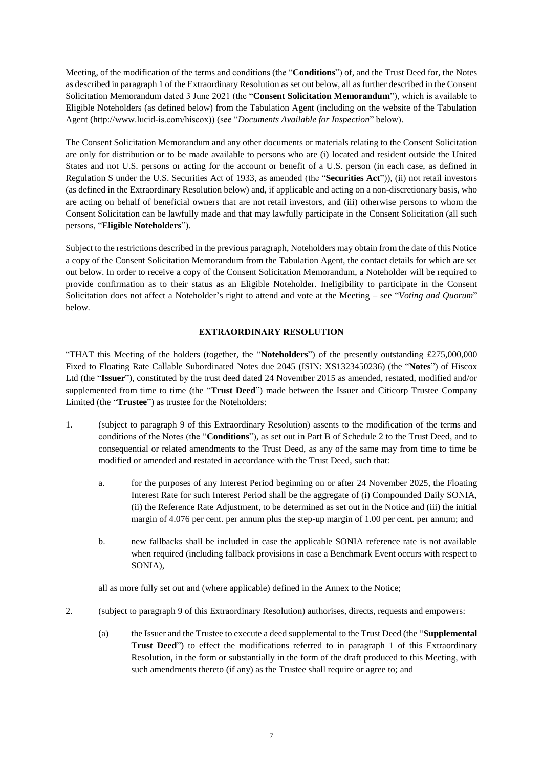Meeting, of the modification of the terms and conditions (the "**Conditions**") of, and the Trust Deed for, the Notes as described in paragraph 1 of the Extraordinary Resolution as set out below, all as further described in the Consent Solicitation Memorandum dated 3 June 2021 (the "**Consent Solicitation Memorandum**"), which is available to Eligible Noteholders (as defined below) from the Tabulation Agent (including on the website of the Tabulation Agent (http://www.lucid-is.com/hiscox)) (see "*Documents Available for Inspection*" below).

The Consent Solicitation Memorandum and any other documents or materials relating to the Consent Solicitation are only for distribution or to be made available to persons who are (i) located and resident outside the United States and not U.S. persons or acting for the account or benefit of a U.S. person (in each case, as defined in Regulation S under the U.S. Securities Act of 1933, as amended (the "**Securities Act**")), (ii) not retail investors (as defined in the Extraordinary Resolution below) and, if applicable and acting on a non-discretionary basis, who are acting on behalf of beneficial owners that are not retail investors, and (iii) otherwise persons to whom the Consent Solicitation can be lawfully made and that may lawfully participate in the Consent Solicitation (all such persons, "**Eligible Noteholders**").

Subject to the restrictions described in the previous paragraph, Noteholders may obtain from the date of this Notice a copy of the Consent Solicitation Memorandum from the Tabulation Agent, the contact details for which are set out below. In order to receive a copy of the Consent Solicitation Memorandum, a Noteholder will be required to provide confirmation as to their status as an Eligible Noteholder. Ineligibility to participate in the Consent Solicitation does not affect a Noteholder's right to attend and vote at the Meeting – see "*Voting and Quorum*" below.

## EXTRAORDINARY RESOLUTION

"THAT this Meeting of the holders (together, the "**Noteholders**") of the presently outstanding £275,000,000 Fixed to Floating Rate Callable Subordinated Notes due 2045 (ISIN: XS1323450236) (the "**Notes**") of Hiscox Ltd (the "**Issuer**"), constituted by the trust deed dated 24 November 2015 as amended, restated, modified and/or supplemented from time to time (the "**Trust Deed**") made between the Issuer and Citicorp Trustee Company Limited (the "**Trustee**") as trustee for the Noteholders:

1. (subject to paragraph 9 of this Extraordinary Resolution) assents to the modification of the terms and conditions of the Notes (the "**Conditions**"), as set out in Part B of Schedule 2 to the Trust Deed, and to consequential or related amendments to the Trust Deed, as any of the same may from time to time be modified or amended and restated in accordance with the Trust Deed, such that:

   a. for the purposes of any Interest Period beginning on or after 24 November 2025, the Floating Interest Rate for such Interest Period shall be the aggregate of (i) Compounded Daily SONIA, (ii) the Reference Rate Adjustment, to be determined as set out in the Notice and (iii) the initial margin of 4.076 per cent. per annum plus the step-up margin of 1.00 per cent. per annum; and

   b. new fallbacks shall be included in case the applicable SONIA reference rate is not available when required (including fallback provisions in case a Benchmark Event occurs with respect to SONIA),

   all as more fully set out and (where applicable) defined in the Annex to the Notice;

2. (subject to paragraph 9 of this Extraordinary Resolution) authorises, directs, requests and empowers:

   (a) the Issuer and the Trustee to execute a deed supplemental to the Trust Deed (the "**Supplemental Trust Deed**") to effect the modifications referred to in paragraph 1 of this Extraordinary Resolution, in the form or substantially in the form of the draft produced to this Meeting, with such amendments thereto (if any) as the Trustee shall require or agree to; and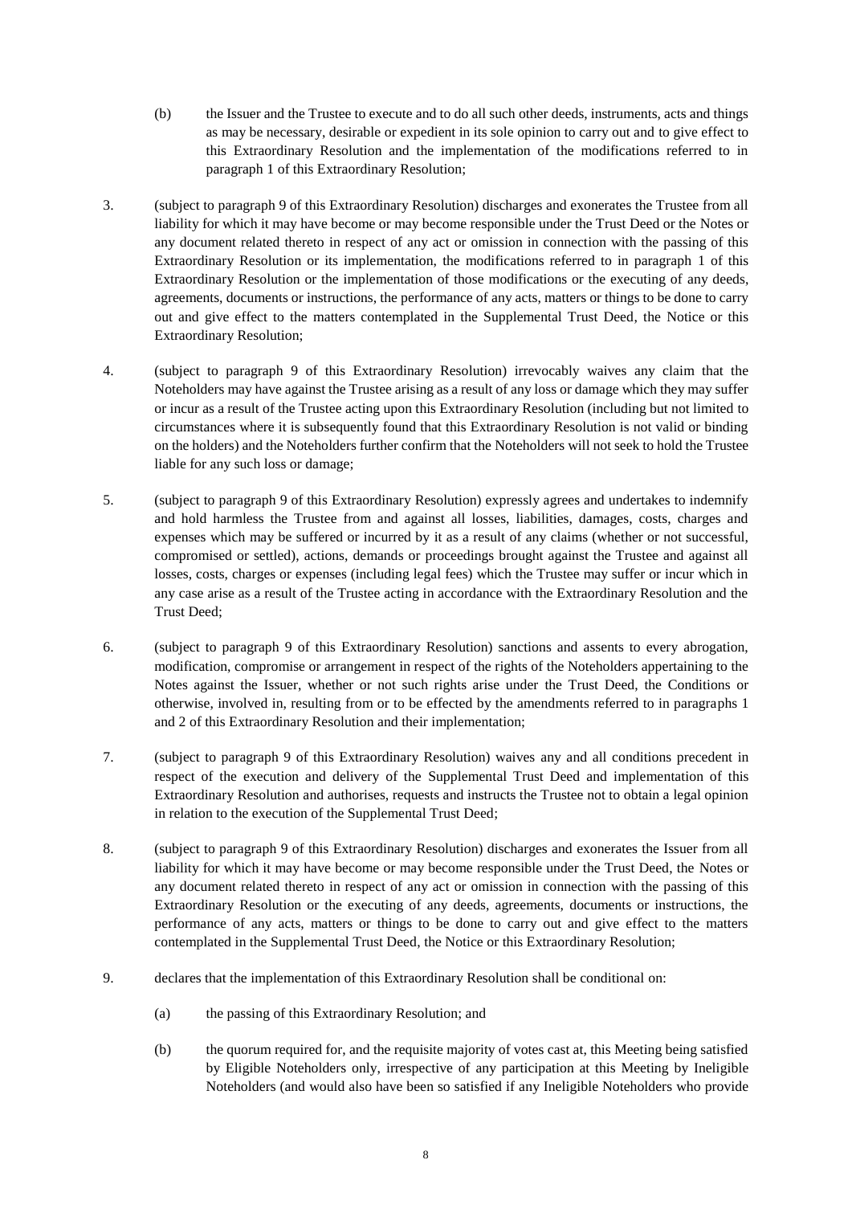(b) the Issuer and the Trustee to execute and to do all such other deeds, instruments, acts and things as may be necessary, desirable or expedient in its sole opinion to carry out and to give effect to this Extraordinary Resolution and the implementation of the modifications referred to in paragraph 1 of this Extraordinary Resolution;

3. (subject to paragraph 9 of this Extraordinary Resolution) discharges and exonerates the Trustee from all liability for which it may have become or may become responsible under the Trust Deed or the Notes or any document related thereto in respect of any act or omission in connection with the passing of this Extraordinary Resolution or its implementation, the modifications referred to in paragraph 1 of this Extraordinary Resolution or the implementation of those modifications or the executing of any deeds, agreements, documents or instructions, the performance of any acts, matters or things to be done to carry out and give effect to the matters contemplated in the Supplemental Trust Deed, the Notice or this Extraordinary Resolution;

4. (subject to paragraph 9 of this Extraordinary Resolution) irrevocably waives any claim that the Noteholders may have against the Trustee arising as a result of any loss or damage which they may suffer or incur as a result of the Trustee acting upon this Extraordinary Resolution (including but not limited to circumstances where it is subsequently found that this Extraordinary Resolution is not valid or binding on the holders) and the Noteholders further confirm that the Noteholders will not seek to hold the Trustee liable for any such loss or damage;

5. (subject to paragraph 9 of this Extraordinary Resolution) expressly agrees and undertakes to indemnify and hold harmless the Trustee from and against all losses, liabilities, damages, costs, charges and expenses which may be suffered or incurred by it as a result of any claims (whether or not successful, compromised or settled), actions, demands or proceedings brought against the Trustee and against all losses, costs, charges or expenses (including legal fees) which the Trustee may suffer or incur which in any case arise as a result of the Trustee acting in accordance with the Extraordinary Resolution and the Trust Deed;

6. (subject to paragraph 9 of this Extraordinary Resolution) sanctions and assents to every abrogation, modification, compromise or arrangement in respect of the rights of the Noteholders appertaining to the Notes against the Issuer, whether or not such rights arise under the Trust Deed, the Conditions or otherwise, involved in, resulting from or to be effected by the amendments referred to in paragraphs 1 and 2 of this Extraordinary Resolution and their implementation;

7. (subject to paragraph 9 of this Extraordinary Resolution) waives any and all conditions precedent in respect of the execution and delivery of the Supplemental Trust Deed and implementation of this Extraordinary Resolution and authorises, requests and instructs the Trustee not to obtain a legal opinion in relation to the execution of the Supplemental Trust Deed;

8. (subject to paragraph 9 of this Extraordinary Resolution) discharges and exonerates the Issuer from all liability for which it may have become or may become responsible under the Trust Deed, the Notes or any document related thereto in respect of any act or omission in connection with the passing of this Extraordinary Resolution or the executing of any deeds, agreements, documents or instructions, the performance of any acts, matters or things to be done to carry out and give effect to the matters contemplated in the Supplemental Trust Deed, the Notice or this Extraordinary Resolution;

9. declares that the implementation of this Extraordinary Resolution shall be conditional on:

   (a) the passing of this Extraordinary Resolution; and

   (b) the quorum required for, and the requisite majority of votes cast at, this Meeting being satisfied by Eligible Noteholders only, irrespective of any participation at this Meeting by Ineligible Noteholders (and would also have been so satisfied if any Ineligible Noteholders who provide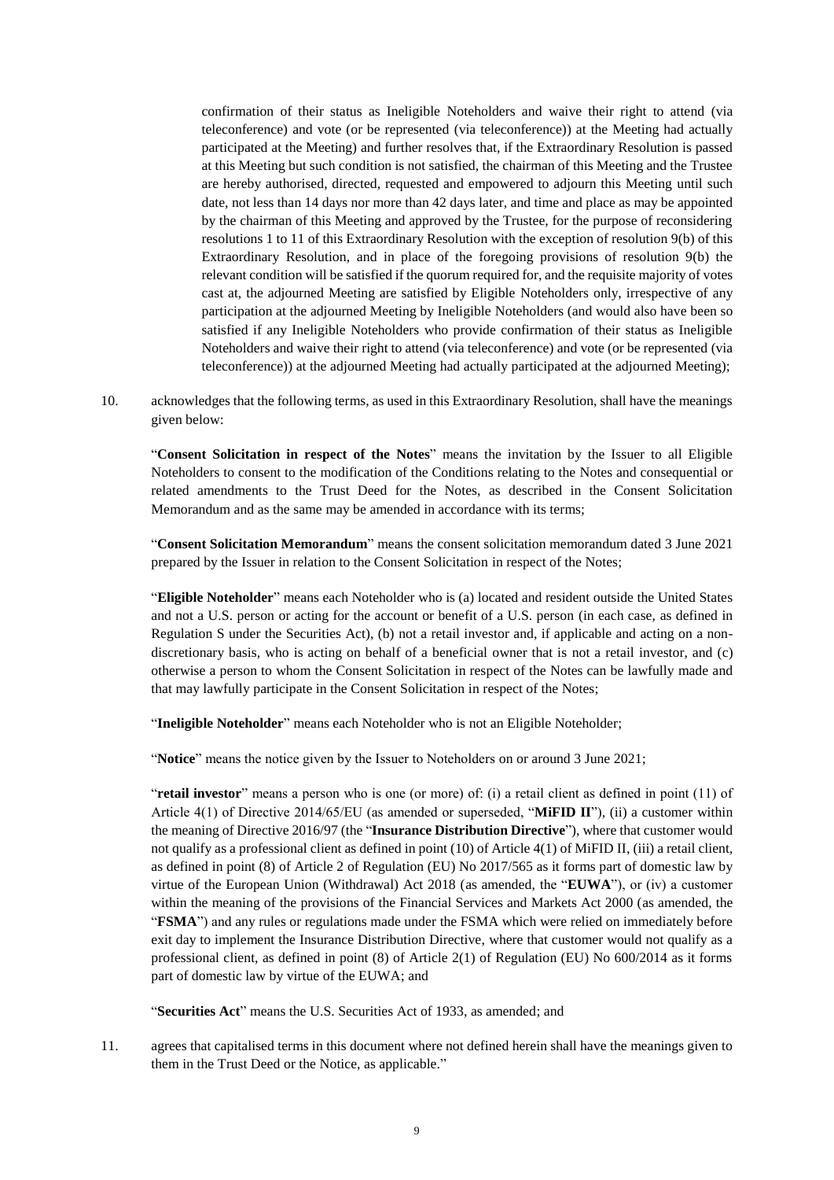confirmation of their status as Ineligible Noteholders and waive their right to attend (via teleconference) and vote (or be represented (via teleconference)) at the Meeting had actually participated at the Meeting) and further resolves that, if the Extraordinary Resolution is passed at this Meeting but such condition is not satisfied, the chairman of this Meeting and the Trustee are hereby authorised, directed, requested and empowered to adjourn this Meeting until such date, not less than 14 days nor more than 42 days later, and time and place as may be appointed by the chairman of this Meeting and approved by the Trustee, for the purpose of reconsidering resolutions 1 to 11 of this Extraordinary Resolution with the exception of resolution 9(b) of this Extraordinary Resolution, and in place of the foregoing provisions of resolution 9(b) the relevant condition will be satisfied if the quorum required for, and the requisite majority of votes cast at, the adjourned Meeting are satisfied by Eligible Noteholders only, irrespective of any participation at the adjourned Meeting by Ineligible Noteholders (and would also have been so satisfied if any Ineligible Noteholders who provide confirmation of their status as Ineligible Noteholders and waive their right to attend (via teleconference) and vote (or be represented (via teleconference)) at the adjourned Meeting had actually participated at the adjourned Meeting);

10. acknowledges that the following terms, as used in this Extraordinary Resolution, shall have the meanings given below:

    "**Consent Solicitation in respect of the Notes**" means the invitation by the Issuer to all Eligible Noteholders to consent to the modification of the Conditions relating to the Notes and consequential or related amendments to the Trust Deed for the Notes, as described in the Consent Solicitation Memorandum and as the same may be amended in accordance with its terms;

    "**Consent Solicitation Memorandum**" means the consent solicitation memorandum dated 3 June 2021 prepared by the Issuer in relation to the Consent Solicitation in respect of the Notes;

    "**Eligible Noteholder**" means each Noteholder who is (a) located and resident outside the United States and not a U.S. person or acting for the account or benefit of a U.S. person (in each case, as defined in Regulation S under the Securities Act), (b) not a retail investor and, if applicable and acting on a non-discretionary basis, who is acting on behalf of a beneficial owner that is not a retail investor, and (c) otherwise a person to whom the Consent Solicitation in respect of the Notes can be lawfully made and that may lawfully participate in the Consent Solicitation in respect of the Notes;

    "**Ineligible Noteholder**" means each Noteholder who is not an Eligible Noteholder;

    "**Notice**" means the notice given by the Issuer to Noteholders on or around 3 June 2021;

    "**retail investor**" means a person who is one (or more) of: (i) a retail client as defined in point (11) of Article 4(1) of Directive 2014/65/EU (as amended or superseded, "**MiFID II**"), (ii) a customer within the meaning of Directive 2016/97 (the "**Insurance Distribution Directive**"), where that customer would not qualify as a professional client as defined in point (10) of Article 4(1) of MiFID II, (iii) a retail client, as defined in point (8) of Article 2 of Regulation (EU) No 2017/565 as it forms part of domestic law by virtue of the European Union (Withdrawal) Act 2018 (as amended, the "**EUWA**"), or (iv) a customer within the meaning of the provisions of the Financial Services and Markets Act 2000 (as amended, the "**FSMA**") and any rules or regulations made under the FSMA which were relied on immediately before exit day to implement the Insurance Distribution Directive, where that customer would not qualify as a professional client, as defined in point (8) of Article 2(1) of Regulation (EU) No 600/2014 as it forms part of domestic law by virtue of the EUWA; and

    "**Securities Act**" means the U.S. Securities Act of 1933, as amended; and

11. agrees that capitalised terms in this document where not defined herein shall have the meanings given to them in the Trust Deed or the Notice, as applicable."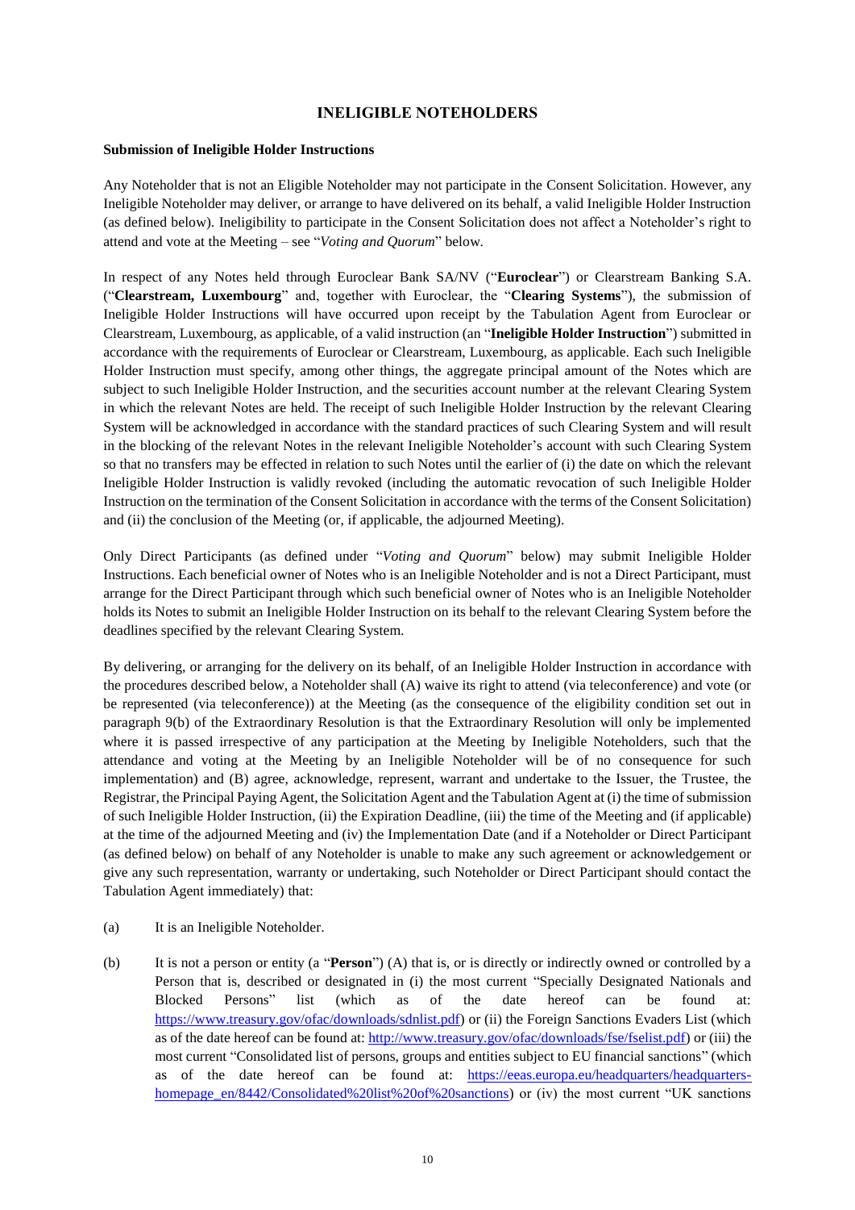## INELIGIBLE NOTEHOLDERS

**Submission of Ineligible Holder Instructions**

Any Noteholder that is not an Eligible Noteholder may not participate in the Consent Solicitation. However, any Ineligible Noteholder may deliver, or arrange to have delivered on its behalf, a valid Ineligible Holder Instruction (as defined below). Ineligibility to participate in the Consent Solicitation does not affect a Noteholder's right to attend and vote at the Meeting – see "*Voting and Quorum*" below.

In respect of any Notes held through Euroclear Bank SA/NV ("**Euroclear**") or Clearstream Banking S.A. ("**Clearstream, Luxembourg**" and, together with Euroclear, the "**Clearing Systems**"), the submission of Ineligible Holder Instructions will have occurred upon receipt by the Tabulation Agent from Euroclear or Clearstream, Luxembourg, as applicable, of a valid instruction (an "**Ineligible Holder Instruction**") submitted in accordance with the requirements of Euroclear or Clearstream, Luxembourg, as applicable. Each such Ineligible Holder Instruction must specify, among other things, the aggregate principal amount of the Notes which are subject to such Ineligible Holder Instruction, and the securities account number at the relevant Clearing System in which the relevant Notes are held. The receipt of such Ineligible Holder Instruction by the relevant Clearing System will be acknowledged in accordance with the standard practices of such Clearing System and will result in the blocking of the relevant Notes in the relevant Ineligible Noteholder's account with such Clearing System so that no transfers may be effected in relation to such Notes until the earlier of (i) the date on which the relevant Ineligible Holder Instruction is validly revoked (including the automatic revocation of such Ineligible Holder Instruction on the termination of the Consent Solicitation in accordance with the terms of the Consent Solicitation) and (ii) the conclusion of the Meeting (or, if applicable, the adjourned Meeting).

Only Direct Participants (as defined under "*Voting and Quorum*" below) may submit Ineligible Holder Instructions. Each beneficial owner of Notes who is an Ineligible Noteholder and is not a Direct Participant, must arrange for the Direct Participant through which such beneficial owner of Notes who is an Ineligible Noteholder holds its Notes to submit an Ineligible Holder Instruction on its behalf to the relevant Clearing System before the deadlines specified by the relevant Clearing System.

By delivering, or arranging for the delivery on its behalf, of an Ineligible Holder Instruction in accordance with the procedures described below, a Noteholder shall (A) waive its right to attend (via teleconference) and vote (or be represented (via teleconference)) at the Meeting (as the consequence of the eligibility condition set out in paragraph 9(b) of the Extraordinary Resolution is that the Extraordinary Resolution will only be implemented where it is passed irrespective of any participation at the Meeting by Ineligible Noteholders, such that the attendance and voting at the Meeting by an Ineligible Noteholder will be of no consequence for such implementation) and (B) agree, acknowledge, represent, warrant and undertake to the Issuer, the Trustee, the Registrar, the Principal Paying Agent, the Solicitation Agent and the Tabulation Agent at (i) the time of submission of such Ineligible Holder Instruction, (ii) the Expiration Deadline, (iii) the time of the Meeting and (if applicable) at the time of the adjourned Meeting and (iv) the Implementation Date (and if a Noteholder or Direct Participant (as defined below) on behalf of any Noteholder is unable to make any such agreement or acknowledgement or give any such representation, warranty or undertaking, such Noteholder or Direct Participant should contact the Tabulation Agent immediately) that:

(a) It is an Ineligible Noteholder.

(b) It is not a person or entity (a "**Person**") (A) that is, or is directly or indirectly owned or controlled by a Person that is, described or designated in (i) the most current "Specially Designated Nationals and Blocked Persons" list (which as of the date hereof can be found at: https://www.treasury.gov/ofac/downloads/sdnlist.pdf) or (ii) the Foreign Sanctions Evaders List (which as of the date hereof can be found at: http://www.treasury.gov/ofac/downloads/fse/fselist.pdf) or (iii) the most current "Consolidated list of persons, groups and entities subject to EU financial sanctions" (which as of the date hereof can be found at: https://eeas.europa.eu/headquarters/headquarters-homepage_en/8442/Consolidated%20list%20of%20sanctions) or (iv) the most current "UK sanctions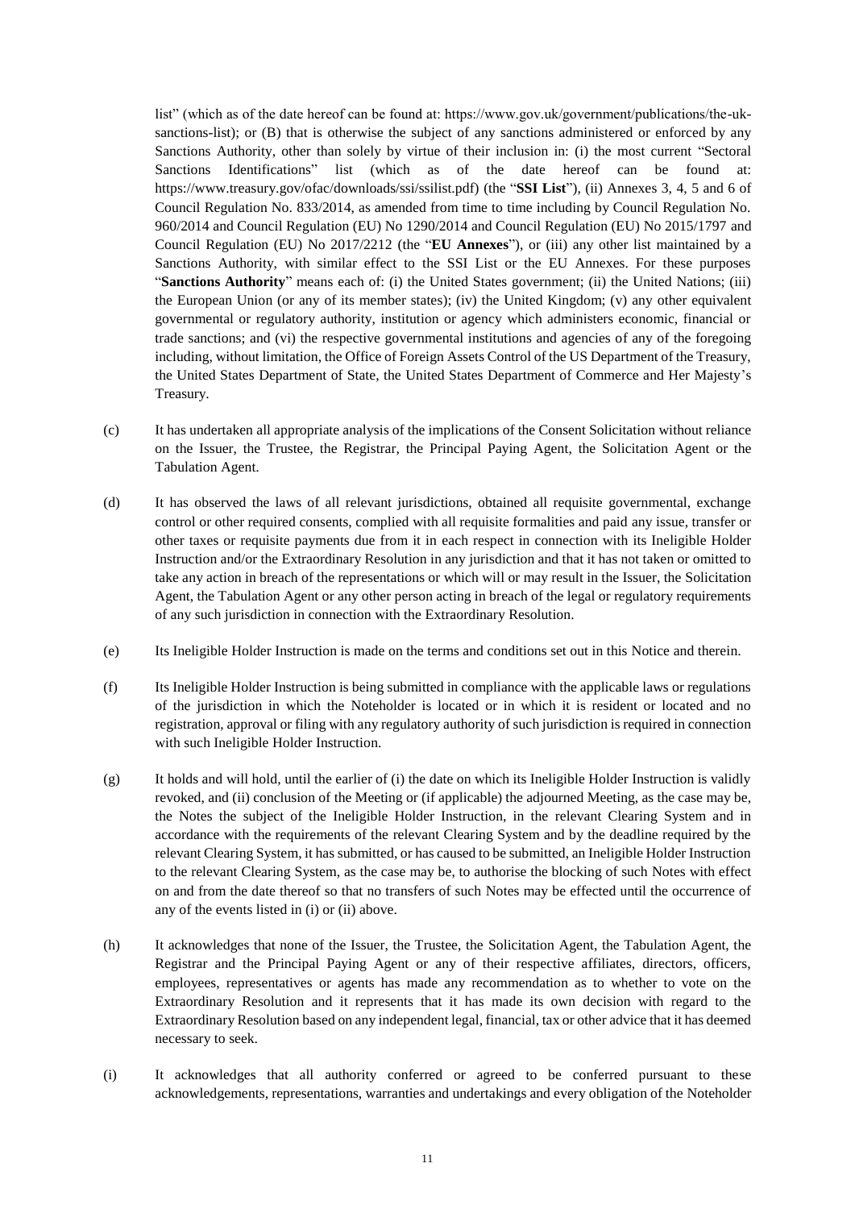list" (which as of the date hereof can be found at: https://www.gov.uk/government/publications/the-uk-sanctions-list); or (B) that is otherwise the subject of any sanctions administered or enforced by any Sanctions Authority, other than solely by virtue of their inclusion in: (i) the most current "Sectoral Sanctions Identifications" list (which as of the date hereof can be found at: https://www.treasury.gov/ofac/downloads/ssi/ssilist.pdf) (the "**SSI List**"), (ii) Annexes 3, 4, 5 and 6 of Council Regulation No. 833/2014, as amended from time to time including by Council Regulation No. 960/2014 and Council Regulation (EU) No 1290/2014 and Council Regulation (EU) No 2015/1797 and Council Regulation (EU) No 2017/2212 (the "**EU Annexes**"), or (iii) any other list maintained by a Sanctions Authority, with similar effect to the SSI List or the EU Annexes. For these purposes "**Sanctions Authority**" means each of: (i) the United States government; (ii) the United Nations; (iii) the European Union (or any of its member states); (iv) the United Kingdom; (v) any other equivalent governmental or regulatory authority, institution or agency which administers economic, financial or trade sanctions; and (vi) the respective governmental institutions and agencies of any of the foregoing including, without limitation, the Office of Foreign Assets Control of the US Department of the Treasury, the United States Department of State, the United States Department of Commerce and Her Majesty's Treasury.

(c) It has undertaken all appropriate analysis of the implications of the Consent Solicitation without reliance on the Issuer, the Trustee, the Registrar, the Principal Paying Agent, the Solicitation Agent or the Tabulation Agent.

(d) It has observed the laws of all relevant jurisdictions, obtained all requisite governmental, exchange control or other required consents, complied with all requisite formalities and paid any issue, transfer or other taxes or requisite payments due from it in each respect in connection with its Ineligible Holder Instruction and/or the Extraordinary Resolution in any jurisdiction and that it has not taken or omitted to take any action in breach of the representations or which will or may result in the Issuer, the Solicitation Agent, the Tabulation Agent or any other person acting in breach of the legal or regulatory requirements of any such jurisdiction in connection with the Extraordinary Resolution.

(e) Its Ineligible Holder Instruction is made on the terms and conditions set out in this Notice and therein.

(f) Its Ineligible Holder Instruction is being submitted in compliance with the applicable laws or regulations of the jurisdiction in which the Noteholder is located or in which it is resident or located and no registration, approval or filing with any regulatory authority of such jurisdiction is required in connection with such Ineligible Holder Instruction.

(g) It holds and will hold, until the earlier of (i) the date on which its Ineligible Holder Instruction is validly revoked, and (ii) conclusion of the Meeting or (if applicable) the adjourned Meeting, as the case may be, the Notes the subject of the Ineligible Holder Instruction, in the relevant Clearing System and in accordance with the requirements of the relevant Clearing System and by the deadline required by the relevant Clearing System, it has submitted, or has caused to be submitted, an Ineligible Holder Instruction to the relevant Clearing System, as the case may be, to authorise the blocking of such Notes with effect on and from the date thereof so that no transfers of such Notes may be effected until the occurrence of any of the events listed in (i) or (ii) above.

(h) It acknowledges that none of the Issuer, the Trustee, the Solicitation Agent, the Tabulation Agent, the Registrar and the Principal Paying Agent or any of their respective affiliates, directors, officers, employees, representatives or agents has made any recommendation as to whether to vote on the Extraordinary Resolution and it represents that it has made its own decision with regard to the Extraordinary Resolution based on any independent legal, financial, tax or other advice that it has deemed necessary to seek.

(i) It acknowledges that all authority conferred or agreed to be conferred pursuant to these acknowledgements, representations, warranties and undertakings and every obligation of the Noteholder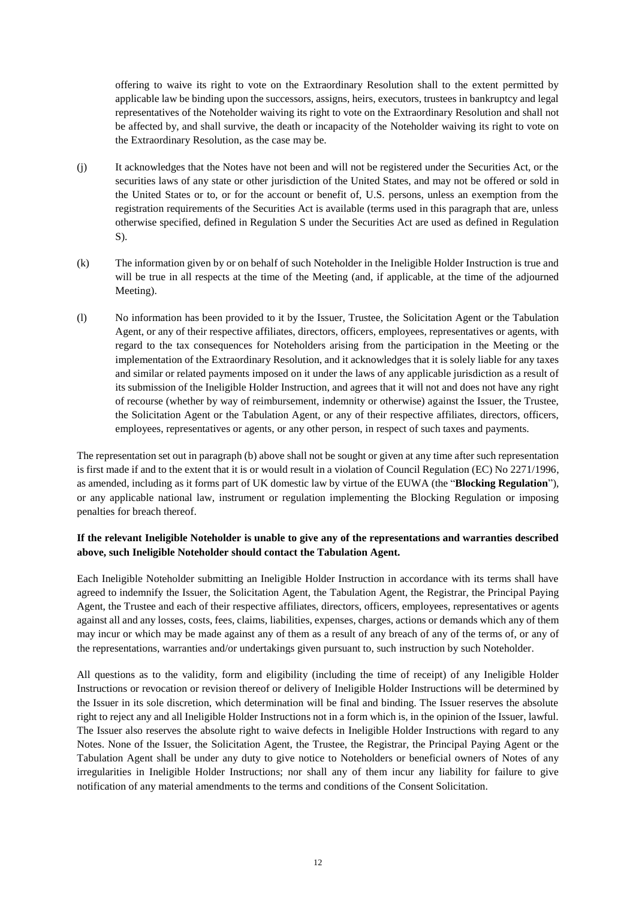offering to waive its right to vote on the Extraordinary Resolution shall to the extent permitted by applicable law be binding upon the successors, assigns, heirs, executors, trustees in bankruptcy and legal representatives of the Noteholder waiving its right to vote on the Extraordinary Resolution and shall not be affected by, and shall survive, the death or incapacity of the Noteholder waiving its right to vote on the Extraordinary Resolution, as the case may be.

(j) It acknowledges that the Notes have not been and will not be registered under the Securities Act, or the securities laws of any state or other jurisdiction of the United States, and may not be offered or sold in the United States or to, or for the account or benefit of, U.S. persons, unless an exemption from the registration requirements of the Securities Act is available (terms used in this paragraph that are, unless otherwise specified, defined in Regulation S under the Securities Act are used as defined in Regulation S).

(k) The information given by or on behalf of such Noteholder in the Ineligible Holder Instruction is true and will be true in all respects at the time of the Meeting (and, if applicable, at the time of the adjourned Meeting).

(l) No information has been provided to it by the Issuer, Trustee, the Solicitation Agent or the Tabulation Agent, or any of their respective affiliates, directors, officers, employees, representatives or agents, with regard to the tax consequences for Noteholders arising from the participation in the Meeting or the implementation of the Extraordinary Resolution, and it acknowledges that it is solely liable for any taxes and similar or related payments imposed on it under the laws of any applicable jurisdiction as a result of its submission of the Ineligible Holder Instruction, and agrees that it will not and does not have any right of recourse (whether by way of reimbursement, indemnity or otherwise) against the Issuer, the Trustee, the Solicitation Agent or the Tabulation Agent, or any of their respective affiliates, directors, officers, employees, representatives or agents, or any other person, in respect of such taxes and payments.

The representation set out in paragraph (b) above shall not be sought or given at any time after such representation is first made if and to the extent that it is or would result in a violation of Council Regulation (EC) No 2271/1996, as amended, including as it forms part of UK domestic law by virtue of the EUWA (the "**Blocking Regulation**"), or any applicable national law, instrument or regulation implementing the Blocking Regulation or imposing penalties for breach thereof.

**If the relevant Ineligible Noteholder is unable to give any of the representations and warranties described above, such Ineligible Noteholder should contact the Tabulation Agent.**

Each Ineligible Noteholder submitting an Ineligible Holder Instruction in accordance with its terms shall have agreed to indemnify the Issuer, the Solicitation Agent, the Tabulation Agent, the Registrar, the Principal Paying Agent, the Trustee and each of their respective affiliates, directors, officers, employees, representatives or agents against all and any losses, costs, fees, claims, liabilities, expenses, charges, actions or demands which any of them may incur or which may be made against any of them as a result of any breach of any of the terms of, or any of the representations, warranties and/or undertakings given pursuant to, such instruction by such Noteholder.

All questions as to the validity, form and eligibility (including the time of receipt) of any Ineligible Holder Instructions or revocation or revision thereof or delivery of Ineligible Holder Instructions will be determined by the Issuer in its sole discretion, which determination will be final and binding. The Issuer reserves the absolute right to reject any and all Ineligible Holder Instructions not in a form which is, in the opinion of the Issuer, lawful. The Issuer also reserves the absolute right to waive defects in Ineligible Holder Instructions with regard to any Notes. None of the Issuer, the Solicitation Agent, the Trustee, the Registrar, the Principal Paying Agent or the Tabulation Agent shall be under any duty to give notice to Noteholders or beneficial owners of Notes of any irregularities in Ineligible Holder Instructions; nor shall any of them incur any liability for failure to give notification of any material amendments to the terms and conditions of the Consent Solicitation.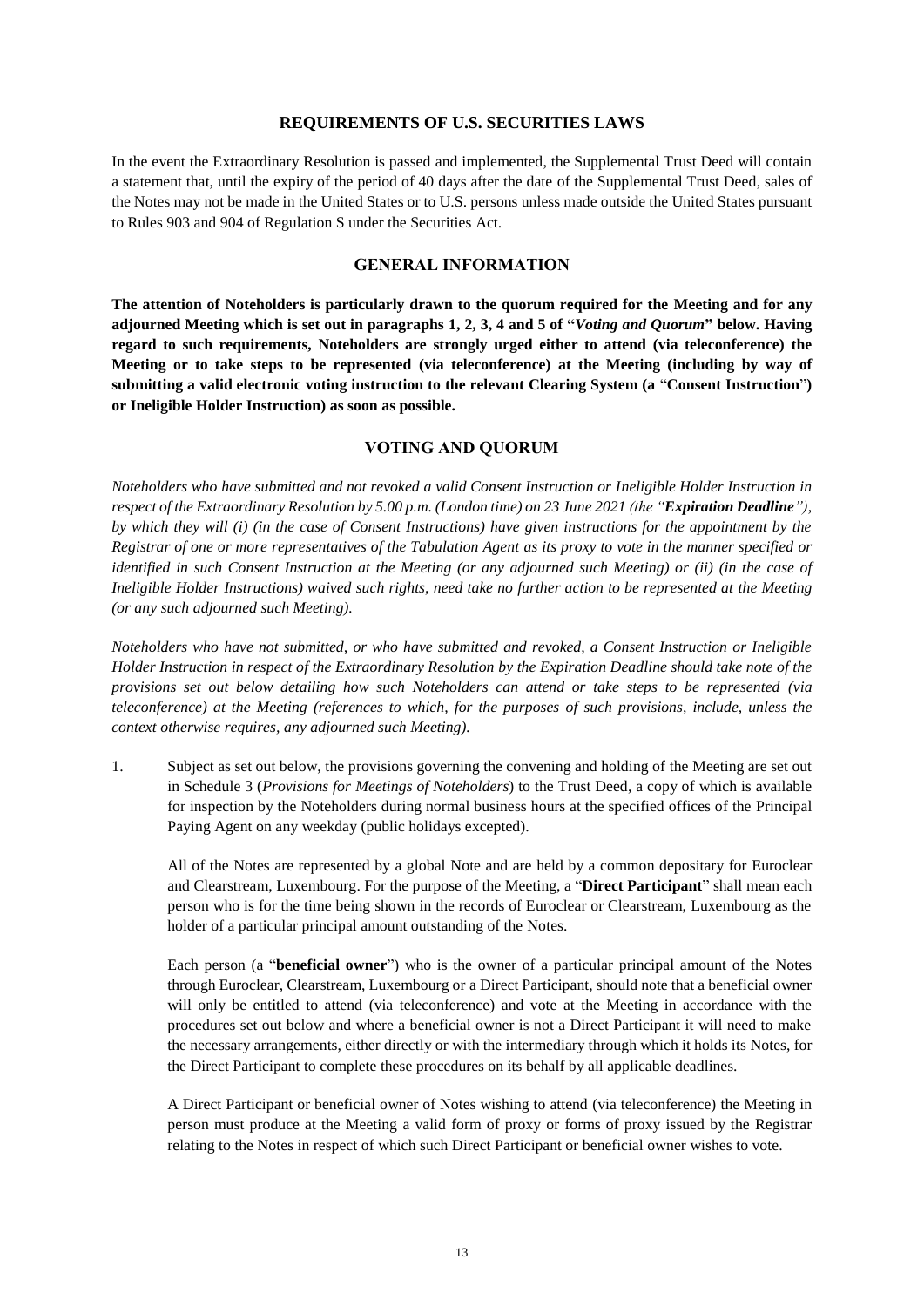## REQUIREMENTS OF U.S. SECURITIES LAWS

In the event the Extraordinary Resolution is passed and implemented, the Supplemental Trust Deed will contain a statement that, until the expiry of the period of 40 days after the date of the Supplemental Trust Deed, sales of the Notes may not be made in the United States or to U.S. persons unless made outside the United States pursuant to Rules 903 and 904 of Regulation S under the Securities Act.

## GENERAL INFORMATION

**The attention of Noteholders is particularly drawn to the quorum required for the Meeting and for any adjourned Meeting which is set out in paragraphs 1, 2, 3, 4 and 5 of "*Voting and Quorum*" below. Having regard to such requirements, Noteholders are strongly urged either to attend (via teleconference) the Meeting or to take steps to be represented (via teleconference) at the Meeting (including by way of submitting a valid electronic voting instruction to the relevant Clearing System (a "Consent Instruction") or Ineligible Holder Instruction) as soon as possible.**

## VOTING AND QUORUM

*Noteholders who have submitted and not revoked a valid Consent Instruction or Ineligible Holder Instruction in respect of the Extraordinary Resolution by 5.00 p.m. (London time) on 23 June 2021 (the "**Expiration Deadline**"), by which they will (i) (in the case of Consent Instructions) have given instructions for the appointment by the Registrar of one or more representatives of the Tabulation Agent as its proxy to vote in the manner specified or identified in such Consent Instruction at the Meeting (or any adjourned such Meeting) or (ii) (in the case of Ineligible Holder Instructions) waived such rights, need take no further action to be represented at the Meeting (or any such adjourned such Meeting).*

*Noteholders who have not submitted, or who have submitted and revoked, a Consent Instruction or Ineligible Holder Instruction in respect of the Extraordinary Resolution by the Expiration Deadline should take note of the provisions set out below detailing how such Noteholders can attend or take steps to be represented (via teleconference) at the Meeting (references to which, for the purposes of such provisions, include, unless the context otherwise requires, any adjourned such Meeting).*

1. Subject as set out below, the provisions governing the convening and holding of the Meeting are set out in Schedule 3 (*Provisions for Meetings of Noteholders*) to the Trust Deed, a copy of which is available for inspection by the Noteholders during normal business hours at the specified offices of the Principal Paying Agent on any weekday (public holidays excepted).

   All of the Notes are represented by a global Note and are held by a common depositary for Euroclear and Clearstream, Luxembourg. For the purpose of the Meeting, a "**Direct Participant**" shall mean each person who is for the time being shown in the records of Euroclear or Clearstream, Luxembourg as the holder of a particular principal amount outstanding of the Notes.

   Each person (a "**beneficial owner**") who is the owner of a particular principal amount of the Notes through Euroclear, Clearstream, Luxembourg or a Direct Participant, should note that a beneficial owner will only be entitled to attend (via teleconference) and vote at the Meeting in accordance with the procedures set out below and where a beneficial owner is not a Direct Participant it will need to make the necessary arrangements, either directly or with the intermediary through which it holds its Notes, for the Direct Participant to complete these procedures on its behalf by all applicable deadlines.

   A Direct Participant or beneficial owner of Notes wishing to attend (via teleconference) the Meeting in person must produce at the Meeting a valid form of proxy or forms of proxy issued by the Registrar relating to the Notes in respect of which such Direct Participant or beneficial owner wishes to vote.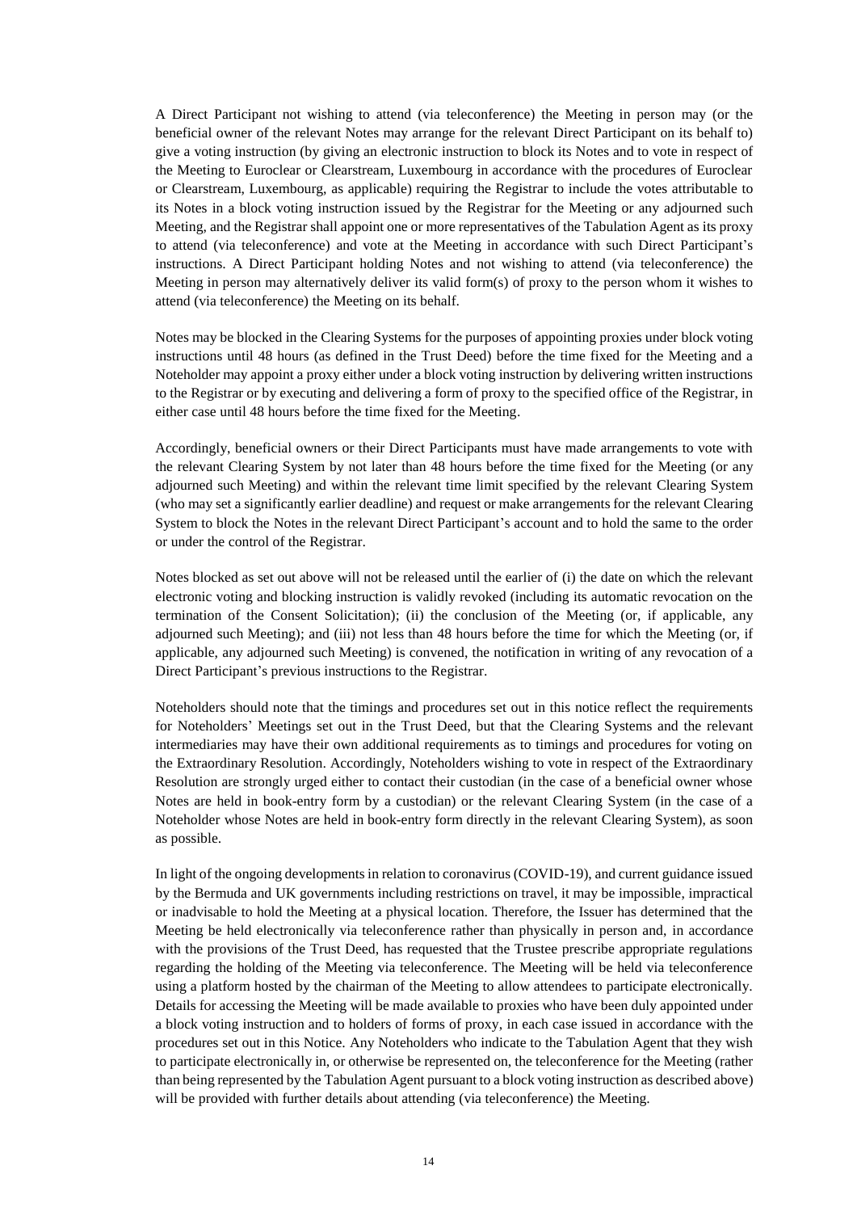A Direct Participant not wishing to attend (via teleconference) the Meeting in person may (or the beneficial owner of the relevant Notes may arrange for the relevant Direct Participant on its behalf to) give a voting instruction (by giving an electronic instruction to block its Notes and to vote in respect of the Meeting to Euroclear or Clearstream, Luxembourg in accordance with the procedures of Euroclear or Clearstream, Luxembourg, as applicable) requiring the Registrar to include the votes attributable to its Notes in a block voting instruction issued by the Registrar for the Meeting or any adjourned such Meeting, and the Registrar shall appoint one or more representatives of the Tabulation Agent as its proxy to attend (via teleconference) and vote at the Meeting in accordance with such Direct Participant's instructions. A Direct Participant holding Notes and not wishing to attend (via teleconference) the Meeting in person may alternatively deliver its valid form(s) of proxy to the person whom it wishes to attend (via teleconference) the Meeting on its behalf.

Notes may be blocked in the Clearing Systems for the purposes of appointing proxies under block voting instructions until 48 hours (as defined in the Trust Deed) before the time fixed for the Meeting and a Noteholder may appoint a proxy either under a block voting instruction by delivering written instructions to the Registrar or by executing and delivering a form of proxy to the specified office of the Registrar, in either case until 48 hours before the time fixed for the Meeting.

Accordingly, beneficial owners or their Direct Participants must have made arrangements to vote with the relevant Clearing System by not later than 48 hours before the time fixed for the Meeting (or any adjourned such Meeting) and within the relevant time limit specified by the relevant Clearing System (who may set a significantly earlier deadline) and request or make arrangements for the relevant Clearing System to block the Notes in the relevant Direct Participant's account and to hold the same to the order or under the control of the Registrar.

Notes blocked as set out above will not be released until the earlier of (i) the date on which the relevant electronic voting and blocking instruction is validly revoked (including its automatic revocation on the termination of the Consent Solicitation); (ii) the conclusion of the Meeting (or, if applicable, any adjourned such Meeting); and (iii) not less than 48 hours before the time for which the Meeting (or, if applicable, any adjourned such Meeting) is convened, the notification in writing of any revocation of a Direct Participant's previous instructions to the Registrar.

Noteholders should note that the timings and procedures set out in this notice reflect the requirements for Noteholders' Meetings set out in the Trust Deed, but that the Clearing Systems and the relevant intermediaries may have their own additional requirements as to timings and procedures for voting on the Extraordinary Resolution. Accordingly, Noteholders wishing to vote in respect of the Extraordinary Resolution are strongly urged either to contact their custodian (in the case of a beneficial owner whose Notes are held in book-entry form by a custodian) or the relevant Clearing System (in the case of a Noteholder whose Notes are held in book-entry form directly in the relevant Clearing System), as soon as possible.

In light of the ongoing developments in relation to coronavirus (COVID-19), and current guidance issued by the Bermuda and UK governments including restrictions on travel, it may be impossible, impractical or inadvisable to hold the Meeting at a physical location. Therefore, the Issuer has determined that the Meeting be held electronically via teleconference rather than physically in person and, in accordance with the provisions of the Trust Deed, has requested that the Trustee prescribe appropriate regulations regarding the holding of the Meeting via teleconference. The Meeting will be held via teleconference using a platform hosted by the chairman of the Meeting to allow attendees to participate electronically. Details for accessing the Meeting will be made available to proxies who have been duly appointed under a block voting instruction and to holders of forms of proxy, in each case issued in accordance with the procedures set out in this Notice. Any Noteholders who indicate to the Tabulation Agent that they wish to participate electronically in, or otherwise be represented on, the teleconference for the Meeting (rather than being represented by the Tabulation Agent pursuant to a block voting instruction as described above) will be provided with further details about attending (via teleconference) the Meeting.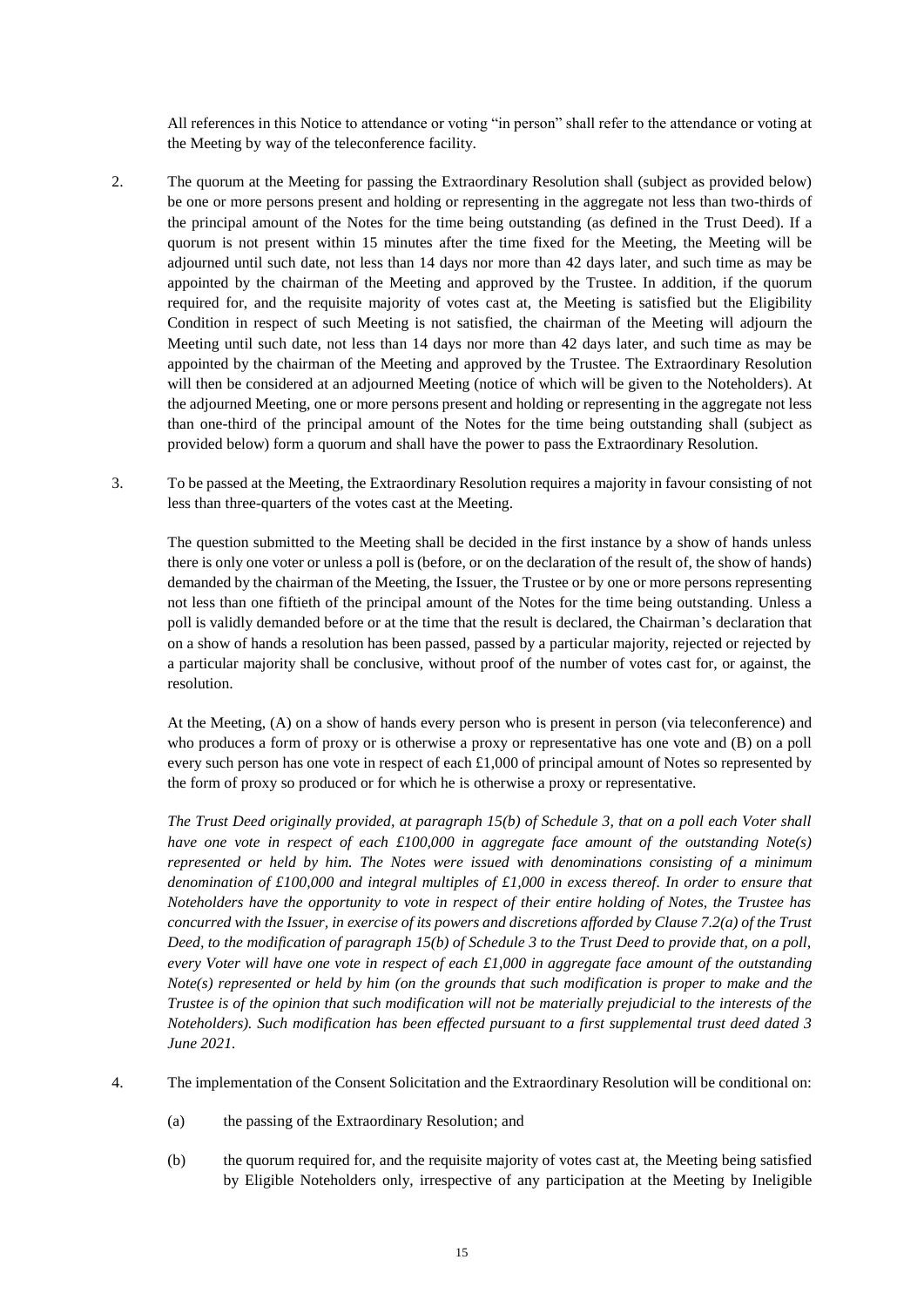All references in this Notice to attendance or voting "in person" shall refer to the attendance or voting at the Meeting by way of the teleconference facility.

2. The quorum at the Meeting for passing the Extraordinary Resolution shall (subject as provided below) be one or more persons present and holding or representing in the aggregate not less than two-thirds of the principal amount of the Notes for the time being outstanding (as defined in the Trust Deed). If a quorum is not present within 15 minutes after the time fixed for the Meeting, the Meeting will be adjourned until such date, not less than 14 days nor more than 42 days later, and such time as may be appointed by the chairman of the Meeting and approved by the Trustee. In addition, if the quorum required for, and the requisite majority of votes cast at, the Meeting is satisfied but the Eligibility Condition in respect of such Meeting is not satisfied, the chairman of the Meeting will adjourn the Meeting until such date, not less than 14 days nor more than 42 days later, and such time as may be appointed by the chairman of the Meeting and approved by the Trustee. The Extraordinary Resolution will then be considered at an adjourned Meeting (notice of which will be given to the Noteholders). At the adjourned Meeting, one or more persons present and holding or representing in the aggregate not less than one-third of the principal amount of the Notes for the time being outstanding shall (subject as provided below) form a quorum and shall have the power to pass the Extraordinary Resolution.

3. To be passed at the Meeting, the Extraordinary Resolution requires a majority in favour consisting of not less than three-quarters of the votes cast at the Meeting.

   The question submitted to the Meeting shall be decided in the first instance by a show of hands unless there is only one voter or unless a poll is (before, or on the declaration of the result of, the show of hands) demanded by the chairman of the Meeting, the Issuer, the Trustee or by one or more persons representing not less than one fiftieth of the principal amount of the Notes for the time being outstanding. Unless a poll is validly demanded before or at the time that the result is declared, the Chairman's declaration that on a show of hands a resolution has been passed, passed by a particular majority, rejected or rejected by a particular majority shall be conclusive, without proof of the number of votes cast for, or against, the resolution.

   At the Meeting, (A) on a show of hands every person who is present in person (via teleconference) and who produces a form of proxy or is otherwise a proxy or representative has one vote and (B) on a poll every such person has one vote in respect of each £1,000 of principal amount of Notes so represented by the form of proxy so produced or for which he is otherwise a proxy or representative.

   *The Trust Deed originally provided, at paragraph 15(b) of Schedule 3, that on a poll each Voter shall have one vote in respect of each £100,000 in aggregate face amount of the outstanding Note(s) represented or held by him. The Notes were issued with denominations consisting of a minimum denomination of £100,000 and integral multiples of £1,000 in excess thereof. In order to ensure that Noteholders have the opportunity to vote in respect of their entire holding of Notes, the Trustee has concurred with the Issuer, in exercise of its powers and discretions afforded by Clause 7.2(a) of the Trust Deed, to the modification of paragraph 15(b) of Schedule 3 to the Trust Deed to provide that, on a poll, every Voter will have one vote in respect of each £1,000 in aggregate face amount of the outstanding Note(s) represented or held by him (on the grounds that such modification is proper to make and the Trustee is of the opinion that such modification will not be materially prejudicial to the interests of the Noteholders). Such modification has been effected pursuant to a first supplemental trust deed dated 3 June 2021.*

4. The implementation of the Consent Solicitation and the Extraordinary Resolution will be conditional on:

   (a) the passing of the Extraordinary Resolution; and

   (b) the quorum required for, and the requisite majority of votes cast at, the Meeting being satisfied by Eligible Noteholders only, irrespective of any participation at the Meeting by Ineligible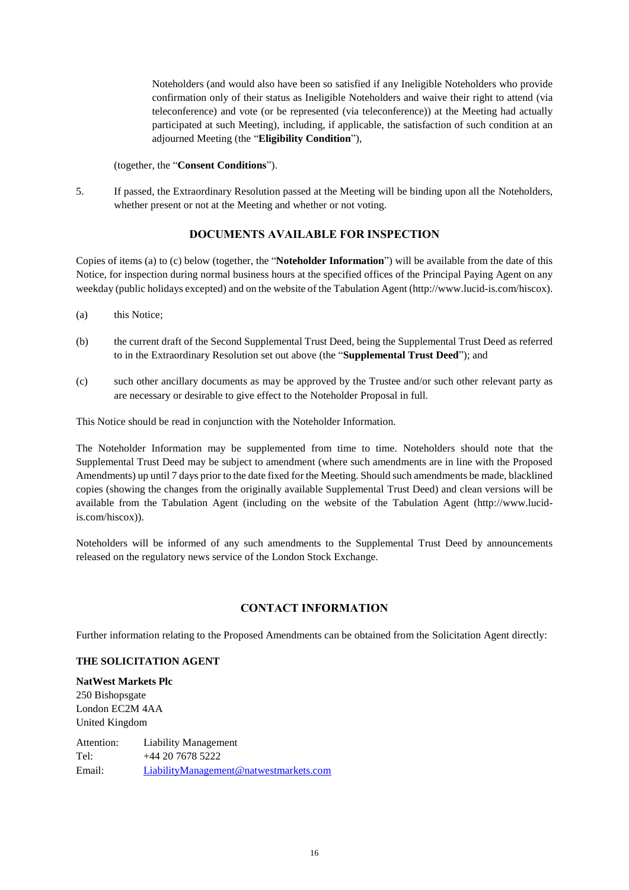Noteholders (and would also have been so satisfied if any Ineligible Noteholders who provide confirmation only of their status as Ineligible Noteholders and waive their right to attend (via teleconference) and vote (or be represented (via teleconference)) at the Meeting had actually participated at such Meeting), including, if applicable, the satisfaction of such condition at an adjourned Meeting (the "**Eligibility Condition**"),

(together, the "**Consent Conditions**").

5. If passed, the Extraordinary Resolution passed at the Meeting will be binding upon all the Noteholders, whether present or not at the Meeting and whether or not voting.

## DOCUMENTS AVAILABLE FOR INSPECTION

Copies of items (a) to (c) below (together, the "**Noteholder Information**") will be available from the date of this Notice, for inspection during normal business hours at the specified offices of the Principal Paying Agent on any weekday (public holidays excepted) and on the website of the Tabulation Agent (http://www.lucid-is.com/hiscox).

(a) this Notice;

(b) the current draft of the Second Supplemental Trust Deed, being the Supplemental Trust Deed as referred to in the Extraordinary Resolution set out above (the "**Supplemental Trust Deed**"); and

(c) such other ancillary documents as may be approved by the Trustee and/or such other relevant party as are necessary or desirable to give effect to the Noteholder Proposal in full.

This Notice should be read in conjunction with the Noteholder Information.

The Noteholder Information may be supplemented from time to time. Noteholders should note that the Supplemental Trust Deed may be subject to amendment (where such amendments are in line with the Proposed Amendments) up until 7 days prior to the date fixed for the Meeting. Should such amendments be made, blacklined copies (showing the changes from the originally available Supplemental Trust Deed) and clean versions will be available from the Tabulation Agent (including on the website of the Tabulation Agent (http://www.lucid-is.com/hiscox)).

Noteholders will be informed of any such amendments to the Supplemental Trust Deed by announcements released on the regulatory news service of the London Stock Exchange.

## CONTACT INFORMATION

Further information relating to the Proposed Amendments can be obtained from the Solicitation Agent directly:

**THE SOLICITATION AGENT**

**NatWest Markets Plc**
250 Bishopsgate
London EC2M 4AA
United Kingdom

Attention: Liability Management
Tel: +44 20 7678 5222
Email: LiabilityManagement@natwestmarkets.com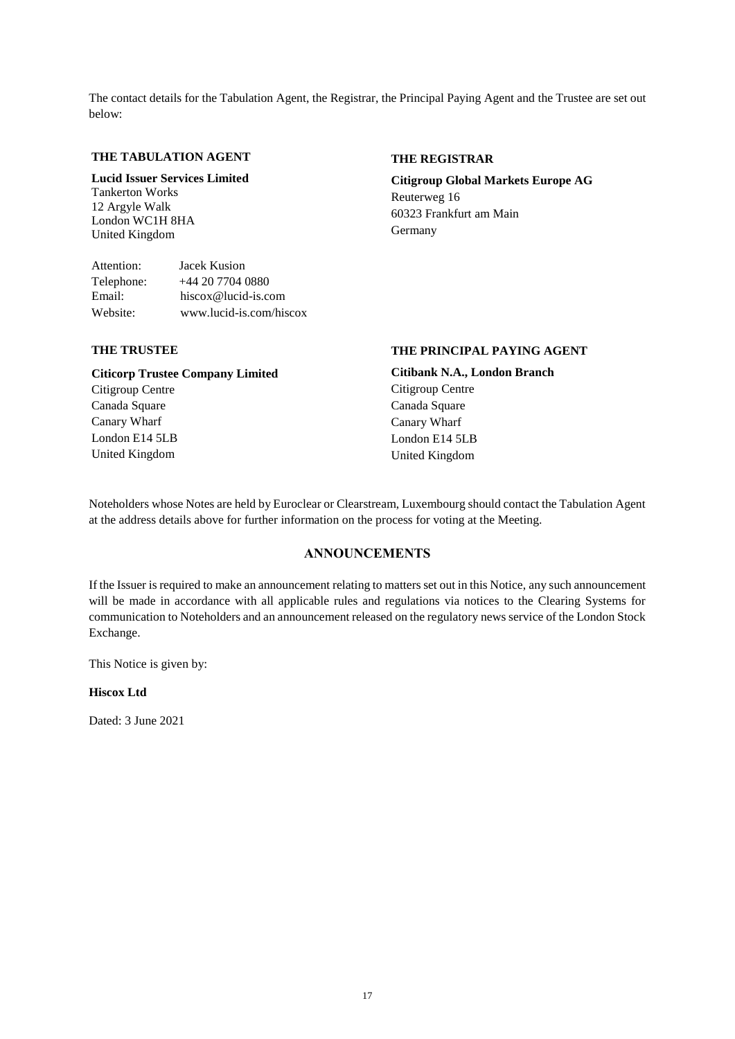The contact details for the Tabulation Agent, the Registrar, the Principal Paying Agent and the Trustee are set out below:

**THE TABULATION AGENT**

**Lucid Issuer Services Limited**
Tankerton Works
12 Argyle Walk
London WC1H 8HA
United Kingdom

Attention: Jacek Kusion
Telephone: +44 20 7704 0880
Email: hiscox@lucid-is.com
Website: www.lucid-is.com/hiscox

**THE REGISTRAR**

**Citigroup Global Markets Europe AG**
Reuterweg 16
60323 Frankfurt am Main
Germany

**THE TRUSTEE**

**Citicorp Trustee Company Limited**
Citigroup Centre
Canada Square
Canary Wharf
London E14 5LB
United Kingdom

**THE PRINCIPAL PAYING AGENT**

**Citibank N.A., London Branch**
Citigroup Centre
Canada Square
Canary Wharf
London E14 5LB
United Kingdom

Noteholders whose Notes are held by Euroclear or Clearstream, Luxembourg should contact the Tabulation Agent at the address details above for further information on the process for voting at the Meeting.

## ANNOUNCEMENTS

If the Issuer is required to make an announcement relating to matters set out in this Notice, any such announcement will be made in accordance with all applicable rules and regulations via notices to the Clearing Systems for communication to Noteholders and an announcement released on the regulatory news service of the London Stock Exchange.

This Notice is given by:

**Hiscox Ltd**

Dated: 3 June 2021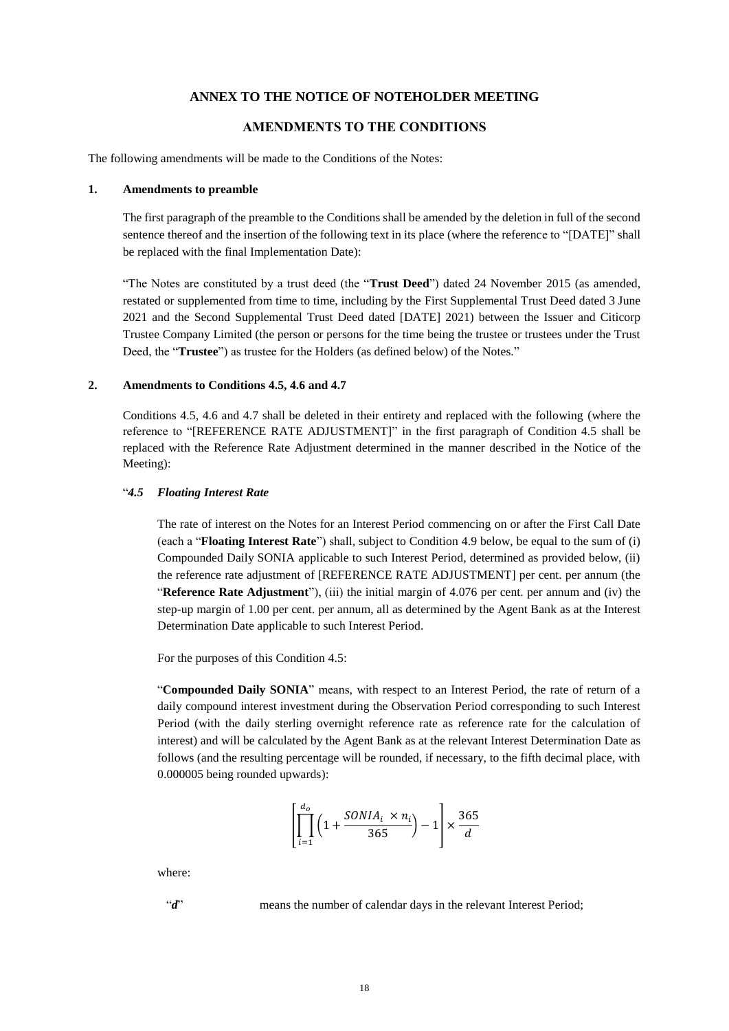## ANNEX TO THE NOTICE OF NOTEHOLDER MEETING

## AMENDMENTS TO THE CONDITIONS

The following amendments will be made to the Conditions of the Notes:

### 1. Amendments to preamble

The first paragraph of the preamble to the Conditions shall be amended by the deletion in full of the second sentence thereof and the insertion of the following text in its place (where the reference to "[DATE]" shall be replaced with the final Implementation Date):

"The Notes are constituted by a trust deed (the "**Trust Deed**") dated 24 November 2015 (as amended, restated or supplemented from time to time, including by the First Supplemental Trust Deed dated 3 June 2021 and the Second Supplemental Trust Deed dated [DATE] 2021) between the Issuer and Citicorp Trustee Company Limited (the person or persons for the time being the trustee or trustees under the Trust Deed, the "**Trustee**") as trustee for the Holders (as defined below) of the Notes."

### 2. Amendments to Conditions 4.5, 4.6 and 4.7

Conditions 4.5, 4.6 and 4.7 shall be deleted in their entirety and replaced with the following (where the reference to "[REFERENCE RATE ADJUSTMENT]" in the first paragraph of Condition 4.5 shall be replaced with the Reference Rate Adjustment determined in the manner described in the Notice of the Meeting):

"***4.5 Floating Interest Rate***

The rate of interest on the Notes for an Interest Period commencing on or after the First Call Date (each a "**Floating Interest Rate**") shall, subject to Condition 4.9 below, be equal to the sum of (i) Compounded Daily SONIA applicable to such Interest Period, determined as provided below, (ii) the reference rate adjustment of [REFERENCE RATE ADJUSTMENT] per cent. per annum (the "**Reference Rate Adjustment**"), (iii) the initial margin of 4.076 per cent. per annum and (iv) the step-up margin of 1.00 per cent. per annum, all as determined by the Agent Bank as at the Interest Determination Date applicable to such Interest Period.

For the purposes of this Condition 4.5:

"**Compounded Daily SONIA**" means, with respect to an Interest Period, the rate of return of a daily compound interest investment during the Observation Period corresponding to such Interest Period (with the daily sterling overnight reference rate as reference rate for the calculation of interest) and will be calculated by the Agent Bank as at the relevant Interest Determination Date as follows (and the resulting percentage will be rounded, if necessary, to the fifth decimal place, with 0.000005 being rounded upwards):

$$\left[\prod_{i=1}^{d_o}\left(1+\frac{SONIA_i \times n_i}{365}\right)-1\right]\times\frac{365}{d}$$

where:

"***d***" means the number of calendar days in the relevant Interest Period;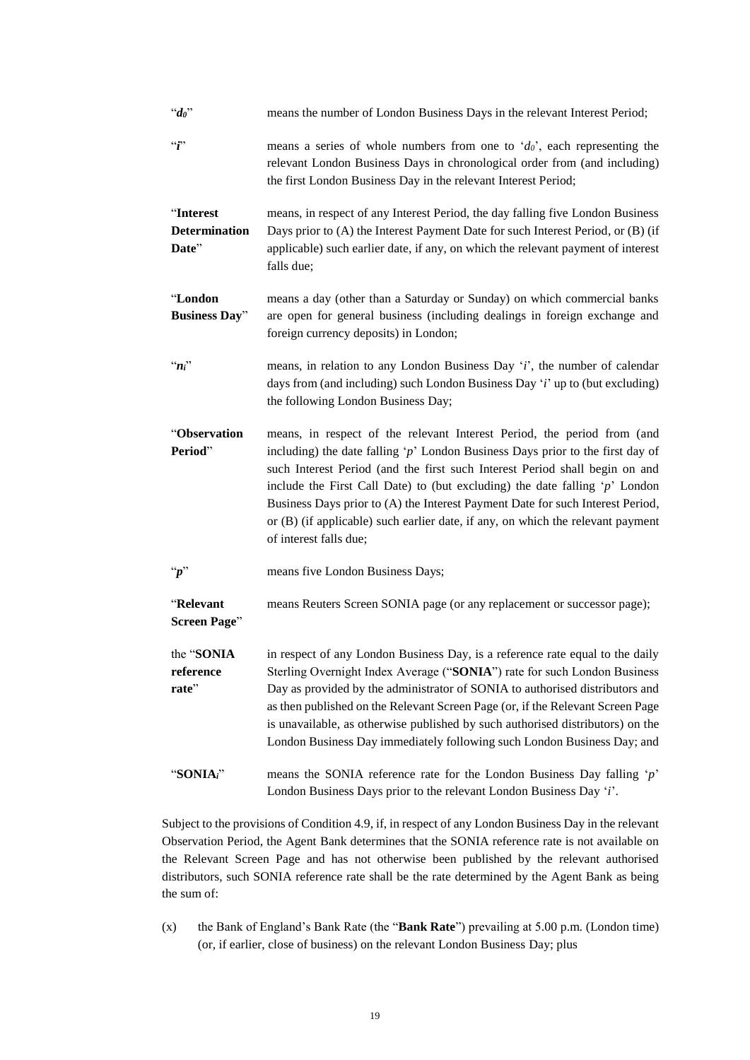"$d_0$" means the number of London Business Days in the relevant Interest Period;

"$i$" means a series of whole numbers from one to '$d_0$', each representing the relevant London Business Days in chronological order from (and including) the first London Business Day in the relevant Interest Period;

"**Interest Determination Date**" means, in respect of any Interest Period, the day falling five London Business Days prior to (A) the Interest Payment Date for such Interest Period, or (B) (if applicable) such earlier date, if any, on which the relevant payment of interest falls due;

"**London Business Day**" means a day (other than a Saturday or Sunday) on which commercial banks are open for general business (including dealings in foreign exchange and foreign currency deposits) in London;

"$n_i$" means, in relation to any London Business Day '$i$', the number of calendar days from (and including) such London Business Day '$i$' up to (but excluding) the following London Business Day;

"**Observation Period**" means, in respect of the relevant Interest Period, the period from (and including) the date falling '$p$' London Business Days prior to the first day of such Interest Period (and the first such Interest Period shall begin on and include the First Call Date) to (but excluding) the date falling '$p$' London Business Days prior to (A) the Interest Payment Date for such Interest Period, or (B) (if applicable) such earlier date, if any, on which the relevant payment of interest falls due;

"$p$" means five London Business Days;

"**Relevant Screen Page**" means Reuters Screen SONIA page (or any replacement or successor page);

the "**SONIA reference rate**" in respect of any London Business Day, is a reference rate equal to the daily Sterling Overnight Index Average ("**SONIA**") rate for such London Business Day as provided by the administrator of SONIA to authorised distributors and as then published on the Relevant Screen Page (or, if the Relevant Screen Page is unavailable, as otherwise published by such authorised distributors) on the London Business Day immediately following such London Business Day; and

"**SONIA**$_i$" means the SONIA reference rate for the London Business Day falling '$p$' London Business Days prior to the relevant London Business Day '$i$'.

Subject to the provisions of Condition 4.9, if, in respect of any London Business Day in the relevant Observation Period, the Agent Bank determines that the SONIA reference rate is not available on the Relevant Screen Page and has not otherwise been published by the relevant authorised distributors, such SONIA reference rate shall be the rate determined by the Agent Bank as being the sum of:

(x) the Bank of England's Bank Rate (the "**Bank Rate**") prevailing at 5.00 p.m. (London time) (or, if earlier, close of business) on the relevant London Business Day; plus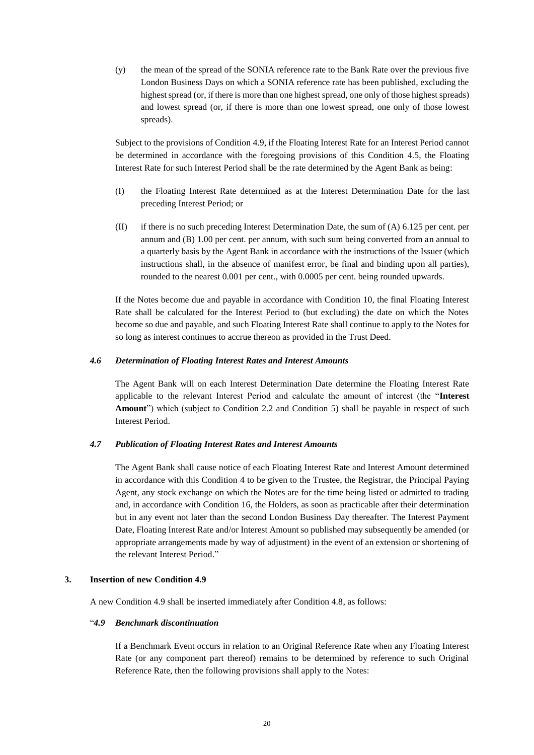(y) the mean of the spread of the SONIA reference rate to the Bank Rate over the previous five London Business Days on which a SONIA reference rate has been published, excluding the highest spread (or, if there is more than one highest spread, one only of those highest spreads) and lowest spread (or, if there is more than one lowest spread, one only of those lowest spreads).

Subject to the provisions of Condition 4.9, if the Floating Interest Rate for an Interest Period cannot be determined in accordance with the foregoing provisions of this Condition 4.5, the Floating Interest Rate for such Interest Period shall be the rate determined by the Agent Bank as being:

(I) the Floating Interest Rate determined as at the Interest Determination Date for the last preceding Interest Period; or

(II) if there is no such preceding Interest Determination Date, the sum of (A) 6.125 per cent. per annum and (B) 1.00 per cent. per annum, with such sum being converted from an annual to a quarterly basis by the Agent Bank in accordance with the instructions of the Issuer (which instructions shall, in the absence of manifest error, be final and binding upon all parties), rounded to the nearest 0.001 per cent., with 0.0005 per cent. being rounded upwards.

If the Notes become due and payable in accordance with Condition 10, the final Floating Interest Rate shall be calculated for the Interest Period to (but excluding) the date on which the Notes become so due and payable, and such Floating Interest Rate shall continue to apply to the Notes for so long as interest continues to accrue thereon as provided in the Trust Deed.

***4.6 Determination of Floating Interest Rates and Interest Amounts***

The Agent Bank will on each Interest Determination Date determine the Floating Interest Rate applicable to the relevant Interest Period and calculate the amount of interest (the "**Interest Amount**") which (subject to Condition 2.2 and Condition 5) shall be payable in respect of such Interest Period.

***4.7 Publication of Floating Interest Rates and Interest Amounts***

The Agent Bank shall cause notice of each Floating Interest Rate and Interest Amount determined in accordance with this Condition 4 to be given to the Trustee, the Registrar, the Principal Paying Agent, any stock exchange on which the Notes are for the time being listed or admitted to trading and, in accordance with Condition 16, the Holders, as soon as practicable after their determination but in any event not later than the second London Business Day thereafter. The Interest Payment Date, Floating Interest Rate and/or Interest Amount so published may subsequently be amended (or appropriate arrangements made by way of adjustment) in the event of an extension or shortening of the relevant Interest Period."

**3. Insertion of new Condition 4.9**

A new Condition 4.9 shall be inserted immediately after Condition 4.8, as follows:

"***4.9 Benchmark discontinuation***

If a Benchmark Event occurs in relation to an Original Reference Rate when any Floating Interest Rate (or any component part thereof) remains to be determined by reference to such Original Reference Rate, then the following provisions shall apply to the Notes: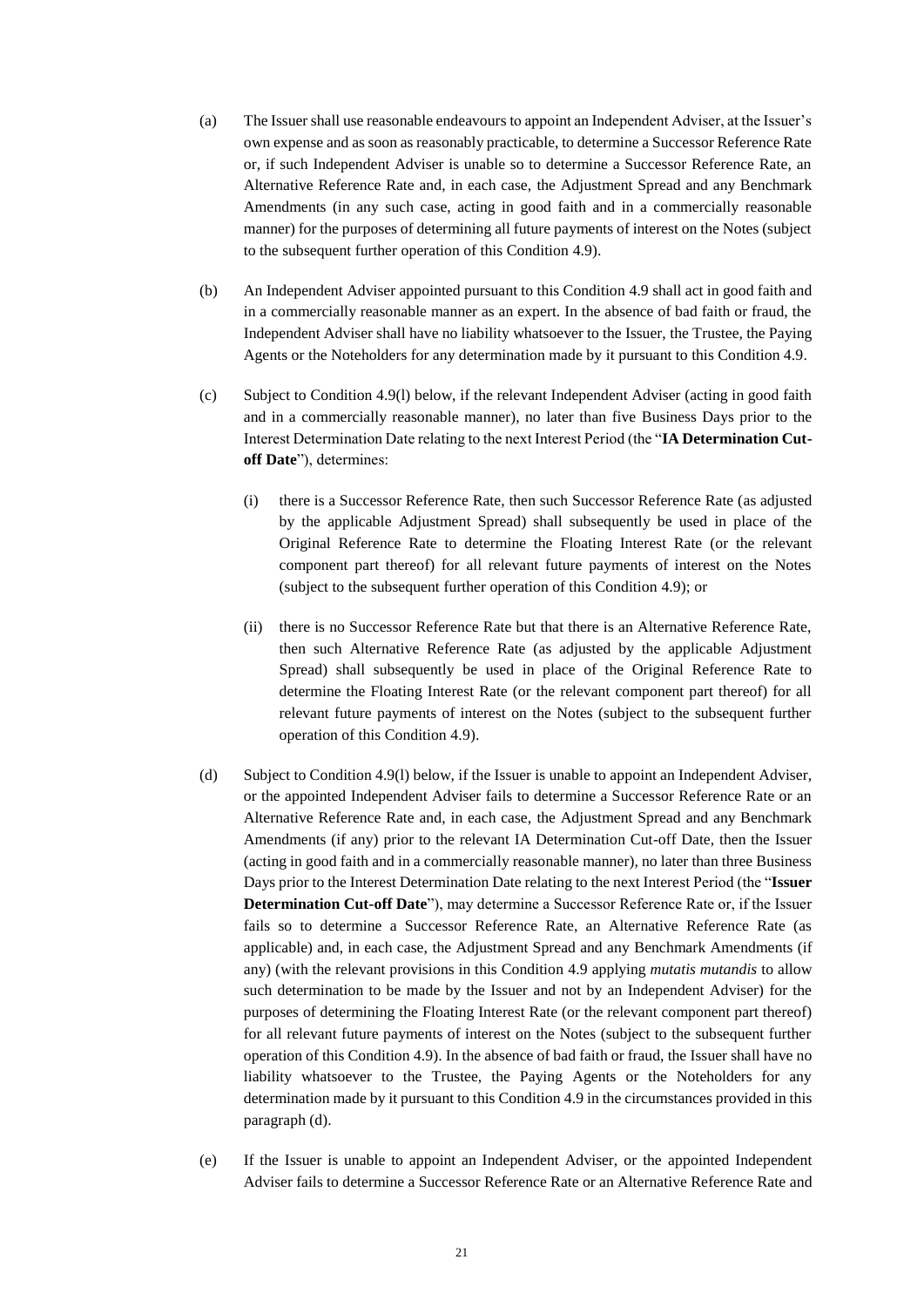(a) The Issuer shall use reasonable endeavours to appoint an Independent Adviser, at the Issuer's own expense and as soon as reasonably practicable, to determine a Successor Reference Rate or, if such Independent Adviser is unable so to determine a Successor Reference Rate, an Alternative Reference Rate and, in each case, the Adjustment Spread and any Benchmark Amendments (in any such case, acting in good faith and in a commercially reasonable manner) for the purposes of determining all future payments of interest on the Notes (subject to the subsequent further operation of this Condition 4.9).

(b) An Independent Adviser appointed pursuant to this Condition 4.9 shall act in good faith and in a commercially reasonable manner as an expert. In the absence of bad faith or fraud, the Independent Adviser shall have no liability whatsoever to the Issuer, the Trustee, the Paying Agents or the Noteholders for any determination made by it pursuant to this Condition 4.9.

(c) Subject to Condition 4.9(l) below, if the relevant Independent Adviser (acting in good faith and in a commercially reasonable manner), no later than five Business Days prior to the Interest Determination Date relating to the next Interest Period (the "**IA Determination Cut-off Date**"), determines:

   (i) there is a Successor Reference Rate, then such Successor Reference Rate (as adjusted by the applicable Adjustment Spread) shall subsequently be used in place of the Original Reference Rate to determine the Floating Interest Rate (or the relevant component part thereof) for all relevant future payments of interest on the Notes (subject to the subsequent further operation of this Condition 4.9); or

   (ii) there is no Successor Reference Rate but that there is an Alternative Reference Rate, then such Alternative Reference Rate (as adjusted by the applicable Adjustment Spread) shall subsequently be used in place of the Original Reference Rate to determine the Floating Interest Rate (or the relevant component part thereof) for all relevant future payments of interest on the Notes (subject to the subsequent further operation of this Condition 4.9).

(d) Subject to Condition 4.9(l) below, if the Issuer is unable to appoint an Independent Adviser, or the appointed Independent Adviser fails to determine a Successor Reference Rate or an Alternative Reference Rate and, in each case, the Adjustment Spread and any Benchmark Amendments (if any) prior to the relevant IA Determination Cut-off Date, then the Issuer (acting in good faith and in a commercially reasonable manner), no later than three Business Days prior to the Interest Determination Date relating to the next Interest Period (the "**Issuer Determination Cut-off Date**"), may determine a Successor Reference Rate or, if the Issuer fails so to determine a Successor Reference Rate, an Alternative Reference Rate (as applicable) and, in each case, the Adjustment Spread and any Benchmark Amendments (if any) (with the relevant provisions in this Condition 4.9 applying *mutatis mutandis* to allow such determination to be made by the Issuer and not by an Independent Adviser) for the purposes of determining the Floating Interest Rate (or the relevant component part thereof) for all relevant future payments of interest on the Notes (subject to the subsequent further operation of this Condition 4.9). In the absence of bad faith or fraud, the Issuer shall have no liability whatsoever to the Trustee, the Paying Agents or the Noteholders for any determination made by it pursuant to this Condition 4.9 in the circumstances provided in this paragraph (d).

(e) If the Issuer is unable to appoint an Independent Adviser, or the appointed Independent Adviser fails to determine a Successor Reference Rate or an Alternative Reference Rate and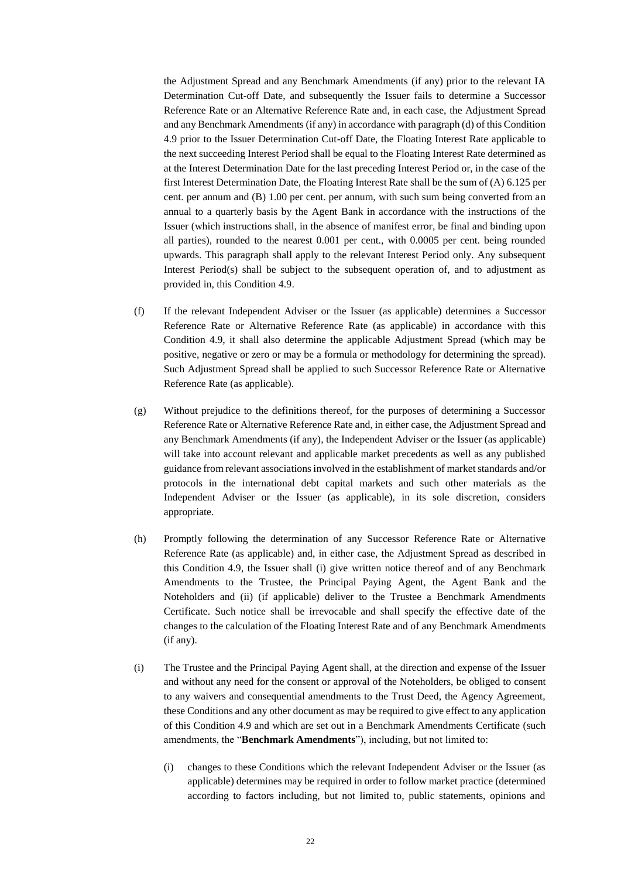the Adjustment Spread and any Benchmark Amendments (if any) prior to the relevant IA Determination Cut-off Date, and subsequently the Issuer fails to determine a Successor Reference Rate or an Alternative Reference Rate and, in each case, the Adjustment Spread and any Benchmark Amendments (if any) in accordance with paragraph (d) of this Condition 4.9 prior to the Issuer Determination Cut-off Date, the Floating Interest Rate applicable to the next succeeding Interest Period shall be equal to the Floating Interest Rate determined as at the Interest Determination Date for the last preceding Interest Period or, in the case of the first Interest Determination Date, the Floating Interest Rate shall be the sum of (A) 6.125 per cent. per annum and (B) 1.00 per cent. per annum, with such sum being converted from an annual to a quarterly basis by the Agent Bank in accordance with the instructions of the Issuer (which instructions shall, in the absence of manifest error, be final and binding upon all parties), rounded to the nearest 0.001 per cent., with 0.0005 per cent. being rounded upwards. This paragraph shall apply to the relevant Interest Period only. Any subsequent Interest Period(s) shall be subject to the subsequent operation of, and to adjustment as provided in, this Condition 4.9.

(f) If the relevant Independent Adviser or the Issuer (as applicable) determines a Successor Reference Rate or Alternative Reference Rate (as applicable) in accordance with this Condition 4.9, it shall also determine the applicable Adjustment Spread (which may be positive, negative or zero or may be a formula or methodology for determining the spread). Such Adjustment Spread shall be applied to such Successor Reference Rate or Alternative Reference Rate (as applicable).

(g) Without prejudice to the definitions thereof, for the purposes of determining a Successor Reference Rate or Alternative Reference Rate and, in either case, the Adjustment Spread and any Benchmark Amendments (if any), the Independent Adviser or the Issuer (as applicable) will take into account relevant and applicable market precedents as well as any published guidance from relevant associations involved in the establishment of market standards and/or protocols in the international debt capital markets and such other materials as the Independent Adviser or the Issuer (as applicable), in its sole discretion, considers appropriate.

(h) Promptly following the determination of any Successor Reference Rate or Alternative Reference Rate (as applicable) and, in either case, the Adjustment Spread as described in this Condition 4.9, the Issuer shall (i) give written notice thereof and of any Benchmark Amendments to the Trustee, the Principal Paying Agent, the Agent Bank and the Noteholders and (ii) (if applicable) deliver to the Trustee a Benchmark Amendments Certificate. Such notice shall be irrevocable and shall specify the effective date of the changes to the calculation of the Floating Interest Rate and of any Benchmark Amendments (if any).

(i) The Trustee and the Principal Paying Agent shall, at the direction and expense of the Issuer and without any need for the consent or approval of the Noteholders, be obliged to consent to any waivers and consequential amendments to the Trust Deed, the Agency Agreement, these Conditions and any other document as may be required to give effect to any application of this Condition 4.9 and which are set out in a Benchmark Amendments Certificate (such amendments, the "**Benchmark Amendments**"), including, but not limited to:

   (i) changes to these Conditions which the relevant Independent Adviser or the Issuer (as applicable) determines may be required in order to follow market practice (determined according to factors including, but not limited to, public statements, opinions and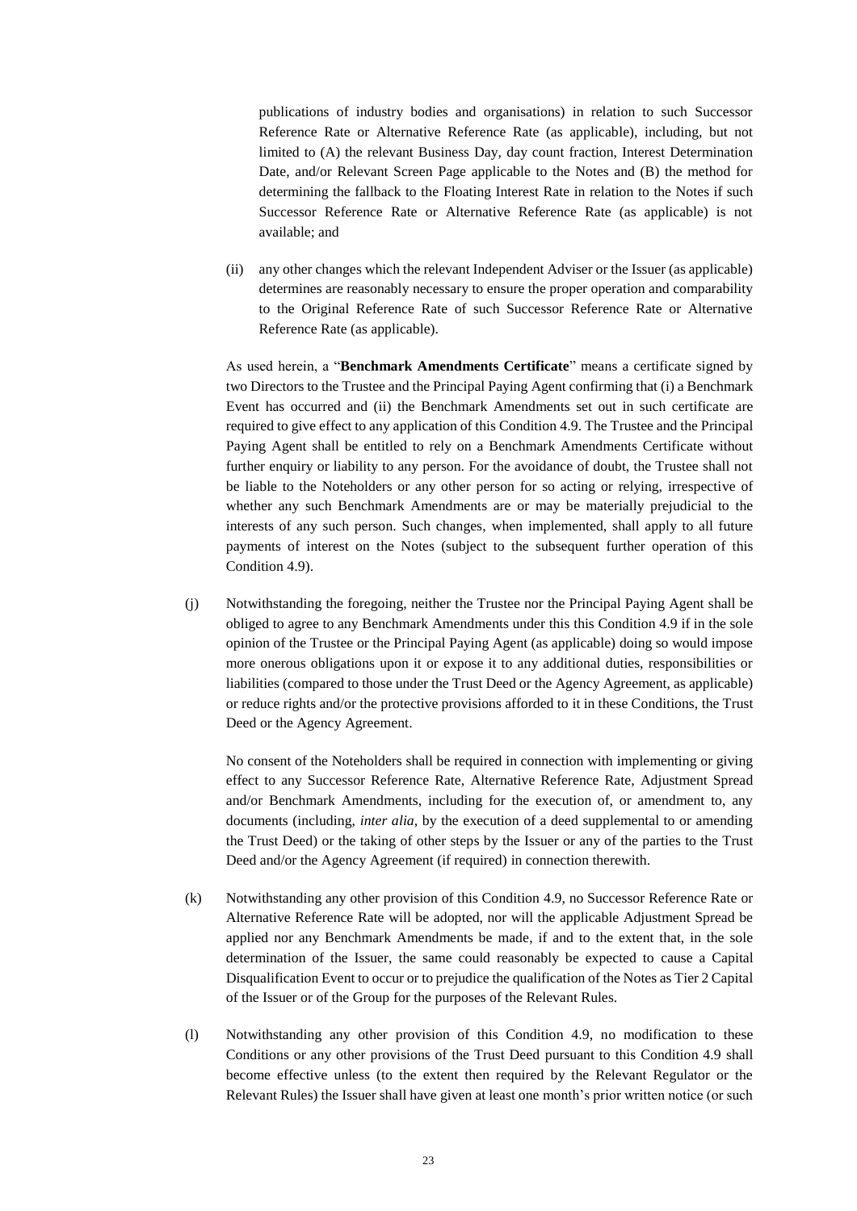publications of industry bodies and organisations) in relation to such Successor Reference Rate or Alternative Reference Rate (as applicable), including, but not limited to (A) the relevant Business Day, day count fraction, Interest Determination Date, and/or Relevant Screen Page applicable to the Notes and (B) the method for determining the fallback to the Floating Interest Rate in relation to the Notes if such Successor Reference Rate or Alternative Reference Rate (as applicable) is not available; and

(ii) any other changes which the relevant Independent Adviser or the Issuer (as applicable) determines are reasonably necessary to ensure the proper operation and comparability to the Original Reference Rate of such Successor Reference Rate or Alternative Reference Rate (as applicable).

As used herein, a "**Benchmark Amendments Certificate**" means a certificate signed by two Directors to the Trustee and the Principal Paying Agent confirming that (i) a Benchmark Event has occurred and (ii) the Benchmark Amendments set out in such certificate are required to give effect to any application of this Condition 4.9. The Trustee and the Principal Paying Agent shall be entitled to rely on a Benchmark Amendments Certificate without further enquiry or liability to any person. For the avoidance of doubt, the Trustee shall not be liable to the Noteholders or any other person for so acting or relying, irrespective of whether any such Benchmark Amendments are or may be materially prejudicial to the interests of any such person. Such changes, when implemented, shall apply to all future payments of interest on the Notes (subject to the subsequent further operation of this Condition 4.9).

(j) Notwithstanding the foregoing, neither the Trustee nor the Principal Paying Agent shall be obliged to agree to any Benchmark Amendments under this this Condition 4.9 if in the sole opinion of the Trustee or the Principal Paying Agent (as applicable) doing so would impose more onerous obligations upon it or expose it to any additional duties, responsibilities or liabilities (compared to those under the Trust Deed or the Agency Agreement, as applicable) or reduce rights and/or the protective provisions afforded to it in these Conditions, the Trust Deed or the Agency Agreement.

No consent of the Noteholders shall be required in connection with implementing or giving effect to any Successor Reference Rate, Alternative Reference Rate, Adjustment Spread and/or Benchmark Amendments, including for the execution of, or amendment to, any documents (including, *inter alia*, by the execution of a deed supplemental to or amending the Trust Deed) or the taking of other steps by the Issuer or any of the parties to the Trust Deed and/or the Agency Agreement (if required) in connection therewith.

(k) Notwithstanding any other provision of this Condition 4.9, no Successor Reference Rate or Alternative Reference Rate will be adopted, nor will the applicable Adjustment Spread be applied nor any Benchmark Amendments be made, if and to the extent that, in the sole determination of the Issuer, the same could reasonably be expected to cause a Capital Disqualification Event to occur or to prejudice the qualification of the Notes as Tier 2 Capital of the Issuer or of the Group for the purposes of the Relevant Rules.

(l) Notwithstanding any other provision of this Condition 4.9, no modification to these Conditions or any other provisions of the Trust Deed pursuant to this Condition 4.9 shall become effective unless (to the extent then required by the Relevant Regulator or the Relevant Rules) the Issuer shall have given at least one month's prior written notice (or such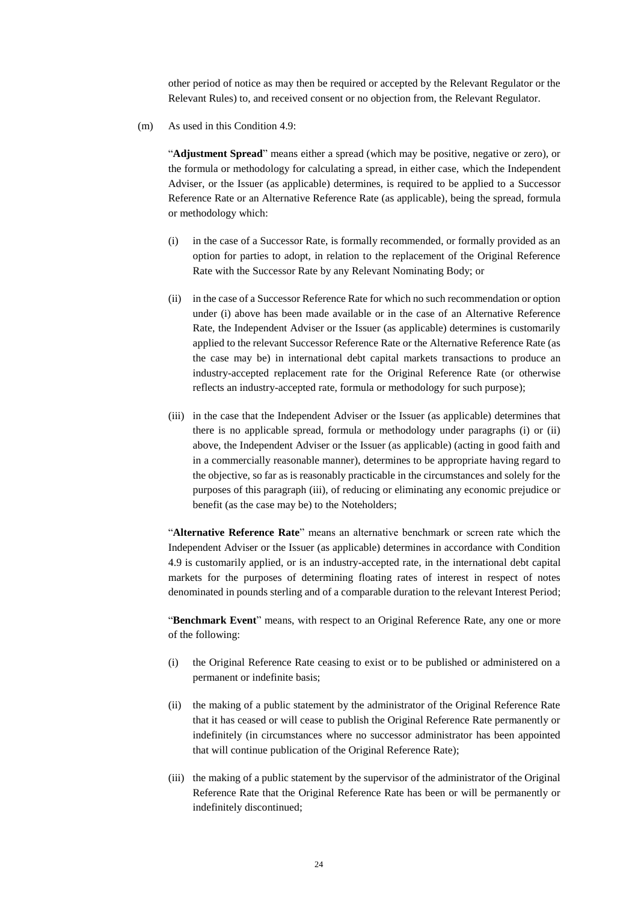other period of notice as may then be required or accepted by the Relevant Regulator or the Relevant Rules) to, and received consent or no objection from, the Relevant Regulator.

(m) As used in this Condition 4.9:

"**Adjustment Spread**" means either a spread (which may be positive, negative or zero), or the formula or methodology for calculating a spread, in either case, which the Independent Adviser, or the Issuer (as applicable) determines, is required to be applied to a Successor Reference Rate or an Alternative Reference Rate (as applicable), being the spread, formula or methodology which:

(i) in the case of a Successor Rate, is formally recommended, or formally provided as an option for parties to adopt, in relation to the replacement of the Original Reference Rate with the Successor Rate by any Relevant Nominating Body; or

(ii) in the case of a Successor Reference Rate for which no such recommendation or option under (i) above has been made available or in the case of an Alternative Reference Rate, the Independent Adviser or the Issuer (as applicable) determines is customarily applied to the relevant Successor Reference Rate or the Alternative Reference Rate (as the case may be) in international debt capital markets transactions to produce an industry-accepted replacement rate for the Original Reference Rate (or otherwise reflects an industry-accepted rate, formula or methodology for such purpose);

(iii) in the case that the Independent Adviser or the Issuer (as applicable) determines that there is no applicable spread, formula or methodology under paragraphs (i) or (ii) above, the Independent Adviser or the Issuer (as applicable) (acting in good faith and in a commercially reasonable manner), determines to be appropriate having regard to the objective, so far as is reasonably practicable in the circumstances and solely for the purposes of this paragraph (iii), of reducing or eliminating any economic prejudice or benefit (as the case may be) to the Noteholders;

"**Alternative Reference Rate**" means an alternative benchmark or screen rate which the Independent Adviser or the Issuer (as applicable) determines in accordance with Condition 4.9 is customarily applied, or is an industry-accepted rate, in the international debt capital markets for the purposes of determining floating rates of interest in respect of notes denominated in pounds sterling and of a comparable duration to the relevant Interest Period;

"**Benchmark Event**" means, with respect to an Original Reference Rate, any one or more of the following:

(i) the Original Reference Rate ceasing to exist or to be published or administered on a permanent or indefinite basis;

(ii) the making of a public statement by the administrator of the Original Reference Rate that it has ceased or will cease to publish the Original Reference Rate permanently or indefinitely (in circumstances where no successor administrator has been appointed that will continue publication of the Original Reference Rate);

(iii) the making of a public statement by the supervisor of the administrator of the Original Reference Rate that the Original Reference Rate has been or will be permanently or indefinitely discontinued;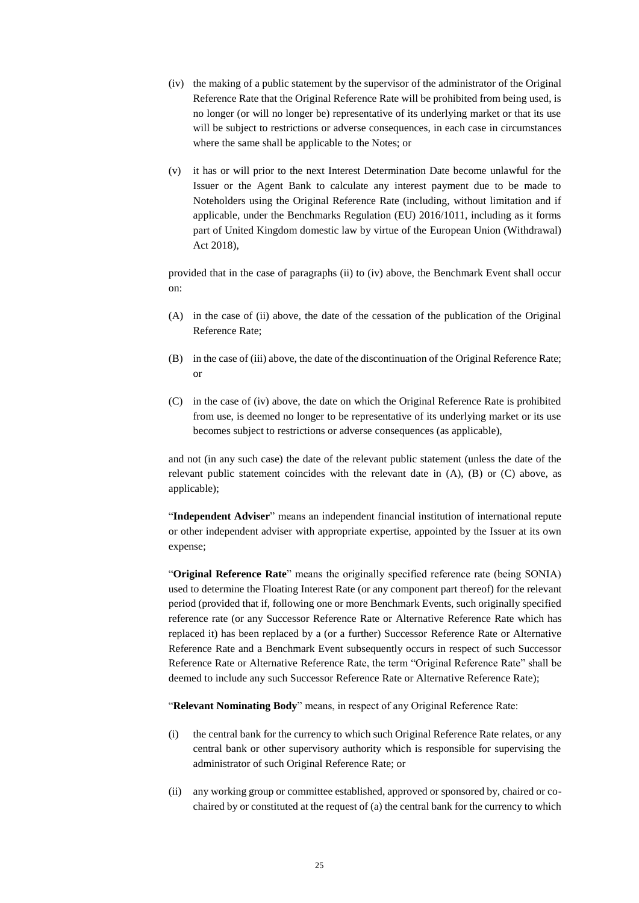(iv) the making of a public statement by the supervisor of the administrator of the Original Reference Rate that the Original Reference Rate will be prohibited from being used, is no longer (or will no longer be) representative of its underlying market or that its use will be subject to restrictions or adverse consequences, in each case in circumstances where the same shall be applicable to the Notes; or

(v) it has or will prior to the next Interest Determination Date become unlawful for the Issuer or the Agent Bank to calculate any interest payment due to be made to Noteholders using the Original Reference Rate (including, without limitation and if applicable, under the Benchmarks Regulation (EU) 2016/1011, including as it forms part of United Kingdom domestic law by virtue of the European Union (Withdrawal) Act 2018),

provided that in the case of paragraphs (ii) to (iv) above, the Benchmark Event shall occur on:

(A) in the case of (ii) above, the date of the cessation of the publication of the Original Reference Rate;

(B) in the case of (iii) above, the date of the discontinuation of the Original Reference Rate; or

(C) in the case of (iv) above, the date on which the Original Reference Rate is prohibited from use, is deemed no longer to be representative of its underlying market or its use becomes subject to restrictions or adverse consequences (as applicable),

and not (in any such case) the date of the relevant public statement (unless the date of the relevant public statement coincides with the relevant date in (A), (B) or (C) above, as applicable);

"**Independent Adviser**" means an independent financial institution of international repute or other independent adviser with appropriate expertise, appointed by the Issuer at its own expense;

"**Original Reference Rate**" means the originally specified reference rate (being SONIA) used to determine the Floating Interest Rate (or any component part thereof) for the relevant period (provided that if, following one or more Benchmark Events, such originally specified reference rate (or any Successor Reference Rate or Alternative Reference Rate which has replaced it) has been replaced by a (or a further) Successor Reference Rate or Alternative Reference Rate and a Benchmark Event subsequently occurs in respect of such Successor Reference Rate or Alternative Reference Rate, the term "Original Reference Rate" shall be deemed to include any such Successor Reference Rate or Alternative Reference Rate);

"**Relevant Nominating Body**" means, in respect of any Original Reference Rate:

(i) the central bank for the currency to which such Original Reference Rate relates, or any central bank or other supervisory authority which is responsible for supervising the administrator of such Original Reference Rate; or

(ii) any working group or committee established, approved or sponsored by, chaired or co-chaired by or constituted at the request of (a) the central bank for the currency to which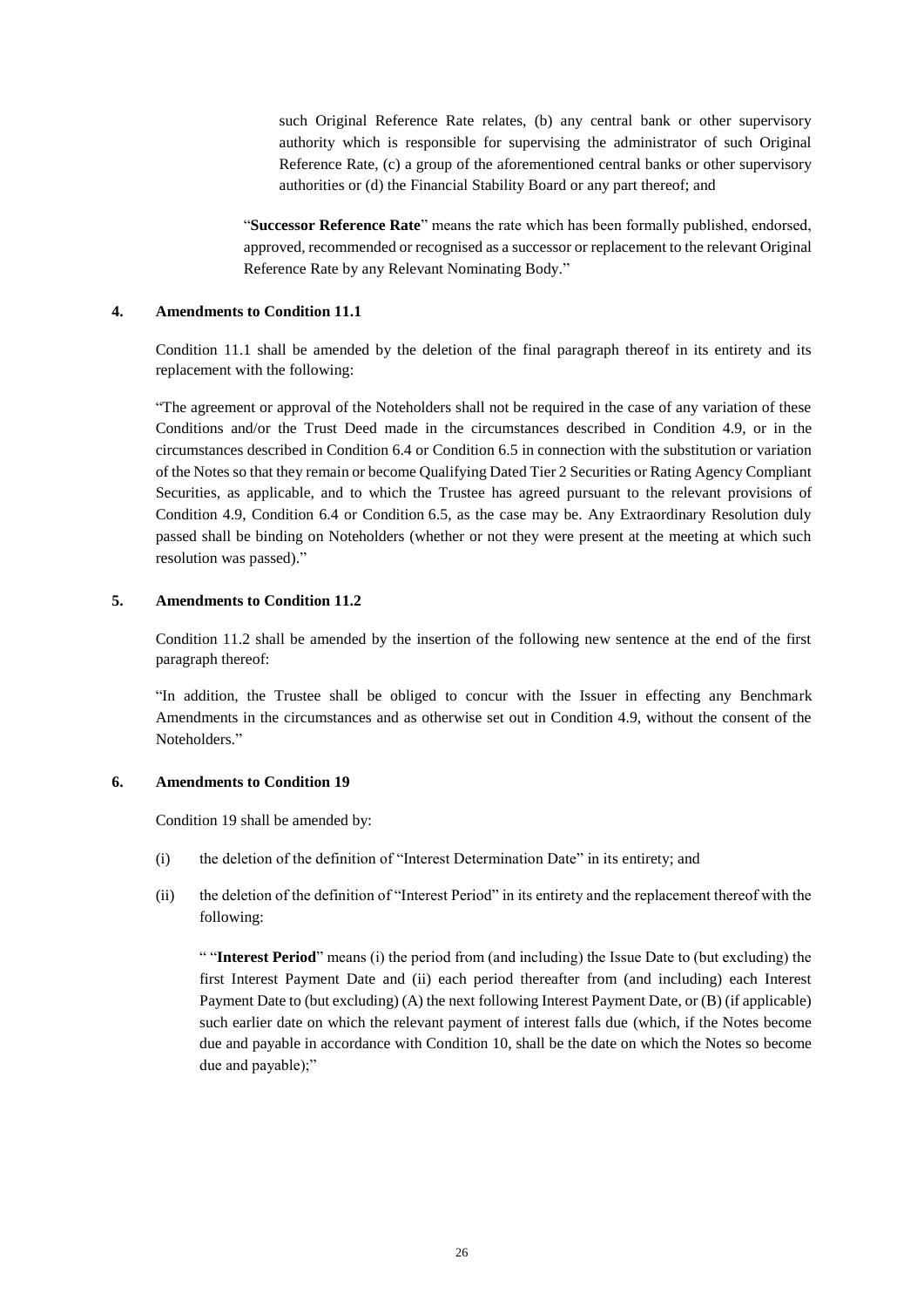such Original Reference Rate relates, (b) any central bank or other supervisory authority which is responsible for supervising the administrator of such Original Reference Rate, (c) a group of the aforementioned central banks or other supervisory authorities or (d) the Financial Stability Board or any part thereof; and

"**Successor Reference Rate**" means the rate which has been formally published, endorsed, approved, recommended or recognised as a successor or replacement to the relevant Original Reference Rate by any Relevant Nominating Body."

**4. Amendments to Condition 11.1**

Condition 11.1 shall be amended by the deletion of the final paragraph thereof in its entirety and its replacement with the following:

"The agreement or approval of the Noteholders shall not be required in the case of any variation of these Conditions and/or the Trust Deed made in the circumstances described in Condition 4.9, or in the circumstances described in Condition 6.4 or Condition 6.5 in connection with the substitution or variation of the Notes so that they remain or become Qualifying Dated Tier 2 Securities or Rating Agency Compliant Securities, as applicable, and to which the Trustee has agreed pursuant to the relevant provisions of Condition 4.9, Condition 6.4 or Condition 6.5, as the case may be. Any Extraordinary Resolution duly passed shall be binding on Noteholders (whether or not they were present at the meeting at which such resolution was passed)."

**5. Amendments to Condition 11.2**

Condition 11.2 shall be amended by the insertion of the following new sentence at the end of the first paragraph thereof:

"In addition, the Trustee shall be obliged to concur with the Issuer in effecting any Benchmark Amendments in the circumstances and as otherwise set out in Condition 4.9, without the consent of the Noteholders."

**6. Amendments to Condition 19**

Condition 19 shall be amended by:

(i) the deletion of the definition of "Interest Determination Date" in its entirety; and

(ii) the deletion of the definition of "Interest Period" in its entirety and the replacement thereof with the following:

" "**Interest Period**" means (i) the period from (and including) the Issue Date to (but excluding) the first Interest Payment Date and (ii) each period thereafter from (and including) each Interest Payment Date to (but excluding) (A) the next following Interest Payment Date, or (B) (if applicable) such earlier date on which the relevant payment of interest falls due (which, if the Notes become due and payable in accordance with Condition 10, shall be the date on which the Notes so become due and payable);"